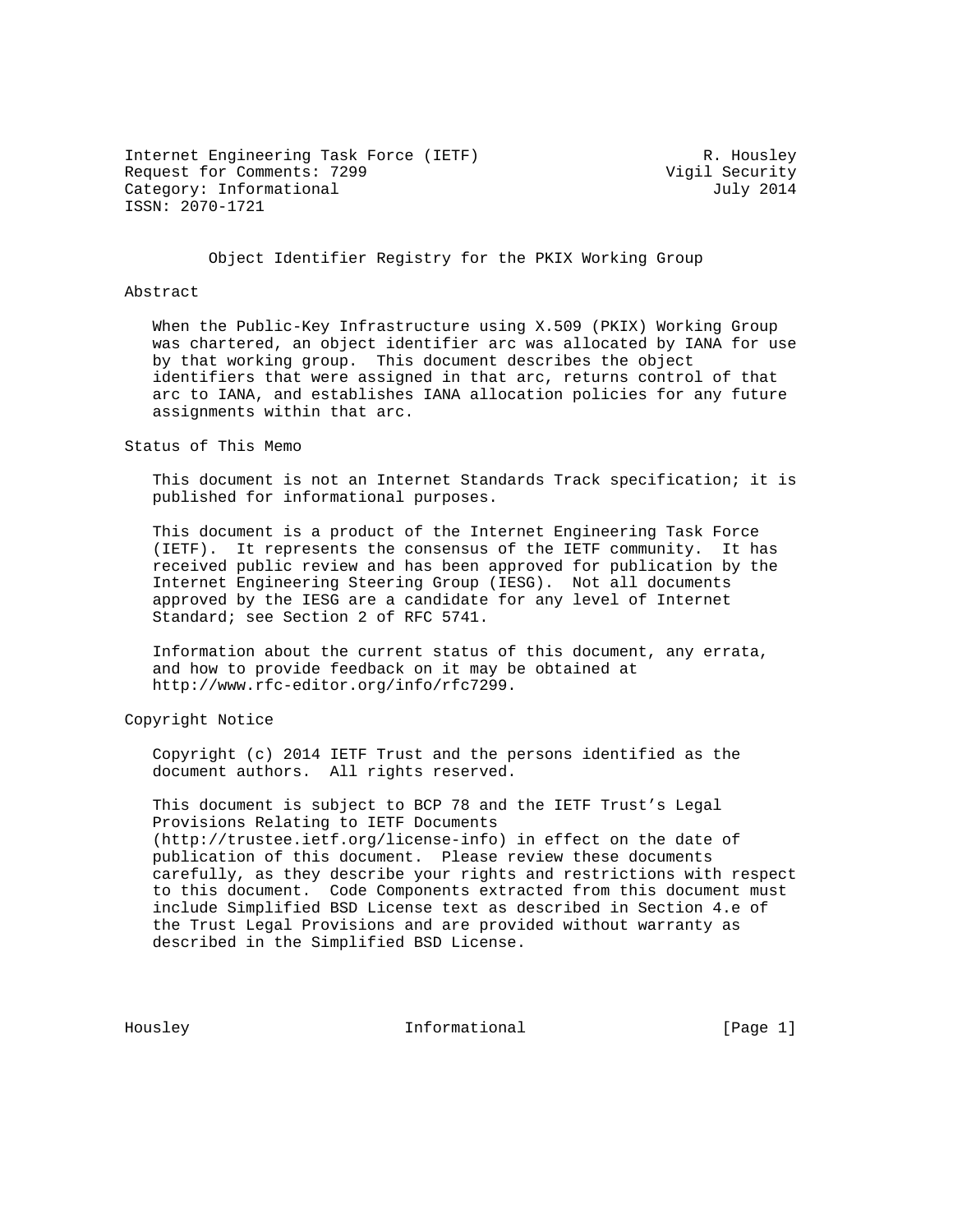Internet Engineering Task Force (IETF) R. Housley
Request for Comments: 7299 Vigil Security
Category: Informational July 2014
ISSN: 2070-1721

# Object Identifier Registry for the PKIX Working Group

## Abstract

When the Public-Key Infrastructure using X.509 (PKIX) Working Group was chartered, an object identifier arc was allocated by IANA for use by that working group. This document describes the object identifiers that were assigned in that arc, returns control of that arc to IANA, and establishes IANA allocation policies for any future assignments within that arc.

## Status of This Memo

This document is not an Internet Standards Track specification; it is published for informational purposes.

This document is a product of the Internet Engineering Task Force (IETF). It represents the consensus of the IETF community. It has received public review and has been approved for publication by the Internet Engineering Steering Group (IESG). Not all documents approved by the IESG are a candidate for any level of Internet Standard; see Section 2 of RFC 5741.

Information about the current status of this document, any errata, and how to provide feedback on it may be obtained at http://www.rfc-editor.org/info/rfc7299.

## Copyright Notice

Copyright (c) 2014 IETF Trust and the persons identified as the document authors. All rights reserved.

This document is subject to BCP 78 and the IETF Trust's Legal Provisions Relating to IETF Documents (http://trustee.ietf.org/license-info) in effect on the date of publication of this document. Please review these documents carefully, as they describe your rights and restrictions with respect to this document. Code Components extracted from this document must include Simplified BSD License text as described in Section 4.e of the Trust Legal Provisions and are provided without warranty as described in the Simplified BSD License.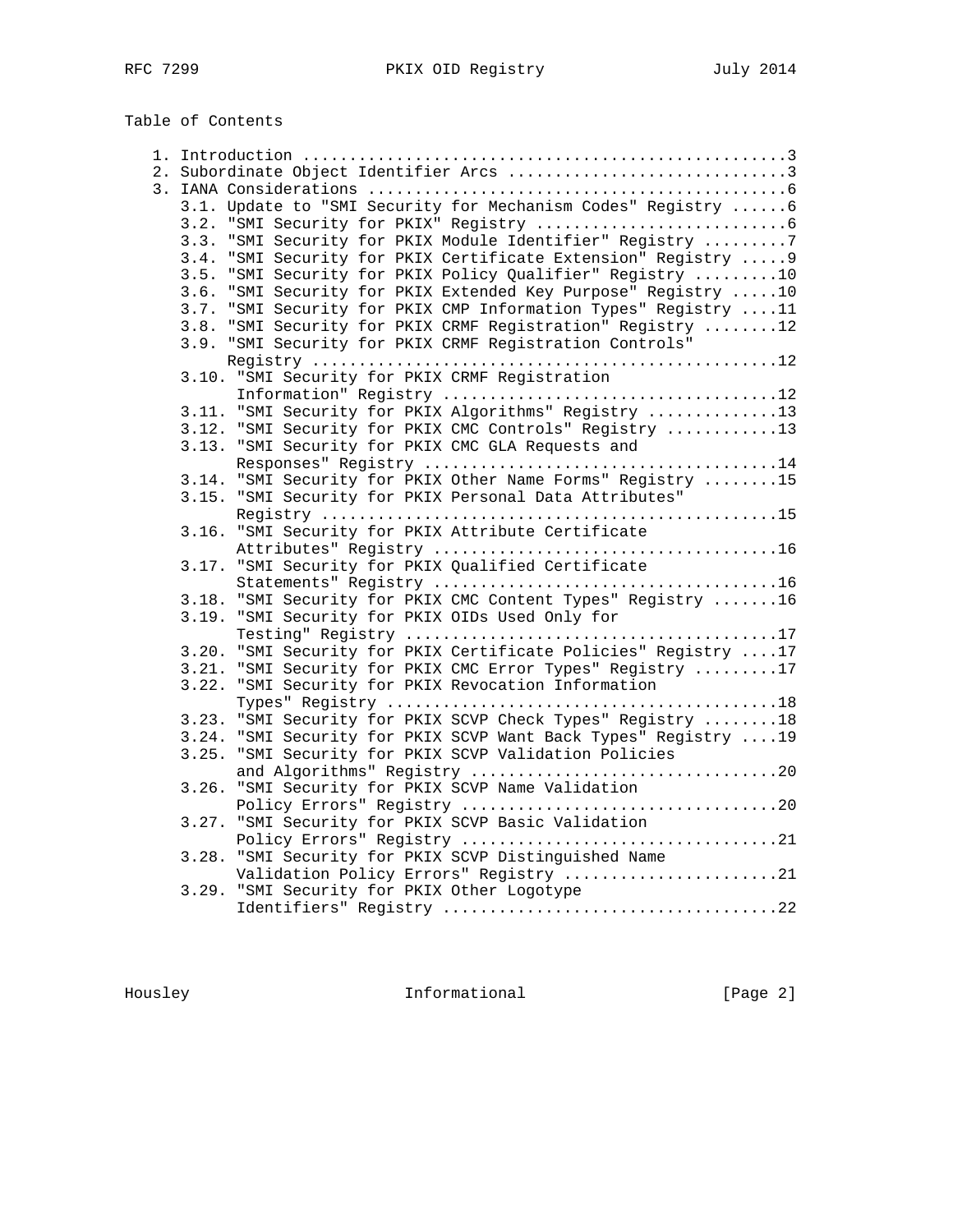Table of Contents

```
   1. Introduction ....................................................3
   2. Subordinate Object Identifier Arcs ..............................3
   3. IANA Considerations .............................................6
      3.1. Update to "SMI Security for Mechanism Codes" Registry ......6
      3.2. "SMI Security for PKIX" Registry ...........................6
      3.3. "SMI Security for PKIX Module Identifier" Registry .........7
      3.4. "SMI Security for PKIX Certificate Extension" Registry .....9
      3.5. "SMI Security for PKIX Policy Qualifier" Registry .........10
      3.6. "SMI Security for PKIX Extended Key Purpose" Registry .....10
      3.7. "SMI Security for PKIX CMP Information Types" Registry ....11
      3.8. "SMI Security for PKIX CRMF Registration" Registry ........12
      3.9. "SMI Security for PKIX CRMF Registration Controls"
           Registry ..................................................12
      3.10. "SMI Security for PKIX CRMF Registration
            Information" Registry ....................................12
      3.11. "SMI Security for PKIX Algorithms" Registry ..............13
      3.12. "SMI Security for PKIX CMC Controls" Registry ............13
      3.13. "SMI Security for PKIX CMC GLA Requests and
            Responses" Registry ......................................14
      3.14. "SMI Security for PKIX Other Name Forms" Registry ........15
      3.15. "SMI Security for PKIX Personal Data Attributes"
            Registry .................................................15
      3.16. "SMI Security for PKIX Attribute Certificate
            Attributes" Registry .....................................16
      3.17. "SMI Security for PKIX Qualified Certificate
            Statements" Registry .....................................16
      3.18. "SMI Security for PKIX CMC Content Types" Registry .......16
      3.19. "SMI Security for PKIX OIDs Used Only for
            Testing" Registry ........................................17
      3.20. "SMI Security for PKIX Certificate Policies" Registry ....17
      3.21. "SMI Security for PKIX CMC Error Types" Registry .........17
      3.22. "SMI Security for PKIX Revocation Information
            Types" Registry ..........................................18
      3.23. "SMI Security for PKIX SCVP Check Types" Registry ........18
      3.24. "SMI Security for PKIX SCVP Want Back Types" Registry ....19
      3.25. "SMI Security for PKIX SCVP Validation Policies
            and Algorithms" Registry .................................20
      3.26. "SMI Security for PKIX SCVP Name Validation
            Policy Errors" Registry ..................................20
      3.27. "SMI Security for PKIX SCVP Basic Validation
            Policy Errors" Registry ..................................21
      3.28. "SMI Security for PKIX SCVP Distinguished Name
            Validation Policy Errors" Registry .......................21
      3.29. "SMI Security for PKIX Other Logotype
            Identifiers" Registry ....................................22
```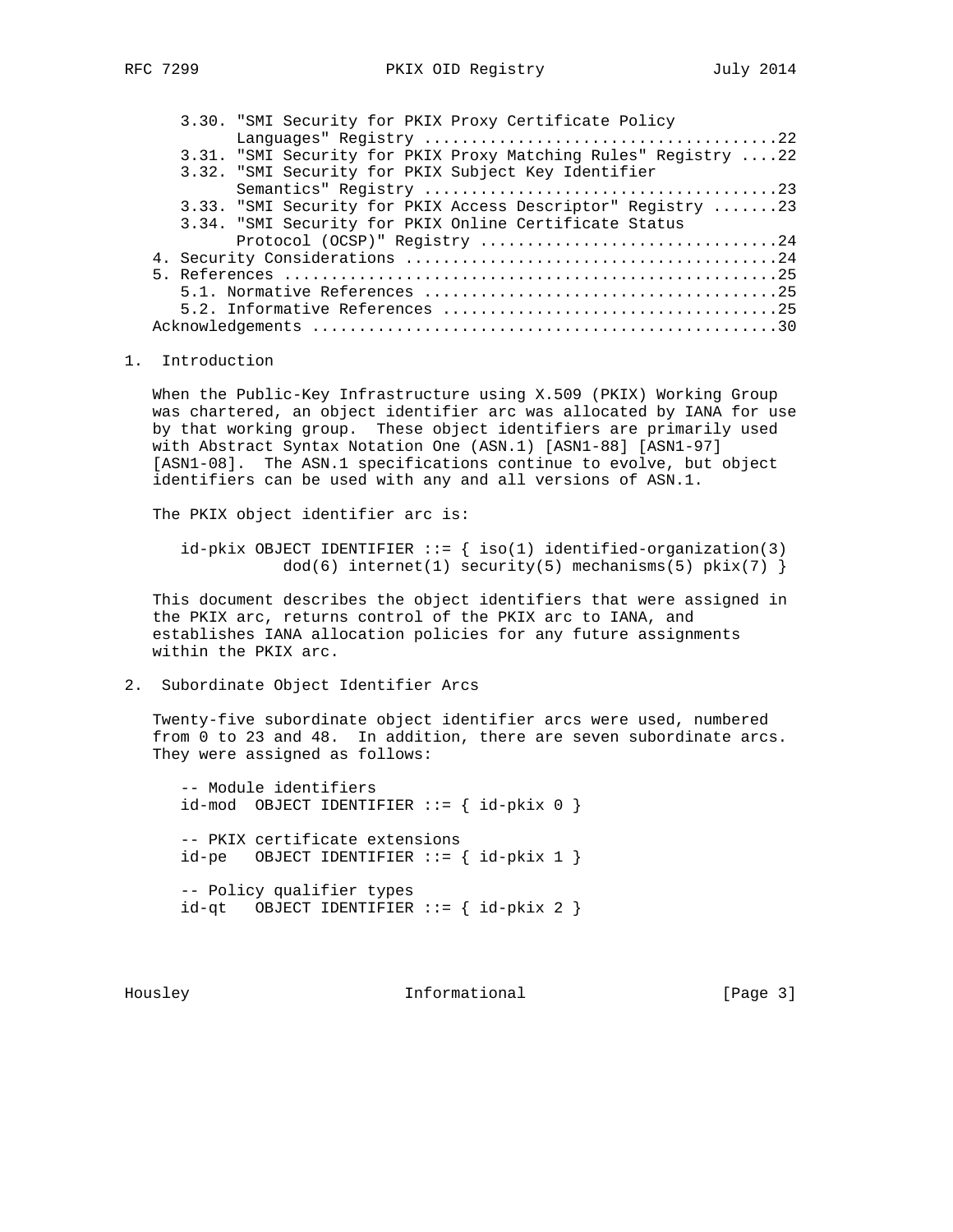3.30. "SMI Security for PKIX Proxy Certificate Policy Languages" Registry .....22
   3.31. "SMI Security for PKIX Proxy Matching Rules" Registry ....22
   3.32. "SMI Security for PKIX Subject Key Identifier Semantics" Registry .....23
   3.33. "SMI Security for PKIX Access Descriptor" Registry .......23
   3.34. "SMI Security for PKIX Online Certificate Status Protocol (OCSP)" Registry .....24
4. Security Considerations .....24
5. References .....25
   5.1. Normative References .....25
   5.2. Informative References .....25
Acknowledgements .....30

## 1. Introduction

When the Public-Key Infrastructure using X.509 (PKIX) Working Group was chartered, an object identifier arc was allocated by IANA for use by that working group. These object identifiers are primarily used with Abstract Syntax Notation One (ASN.1) [ASN1-88] [ASN1-97] [ASN1-08]. The ASN.1 specifications continue to evolve, but object identifiers can be used with any and all versions of ASN.1.

The PKIX object identifier arc is:

```
   id-pkix OBJECT IDENTIFIER ::= { iso(1) identified-organization(3)
              dod(6) internet(1) security(5) mechanisms(5) pkix(7) }
```

This document describes the object identifiers that were assigned in the PKIX arc, returns control of the PKIX arc to IANA, and establishes IANA allocation policies for any future assignments within the PKIX arc.

## 2. Subordinate Object Identifier Arcs

Twenty-five subordinate object identifier arcs were used, numbered from 0 to 23 and 48. In addition, there are seven subordinate arcs. They were assigned as follows:

```
   -- Module identifiers
   id-mod  OBJECT IDENTIFIER ::= { id-pkix 0 }

   -- PKIX certificate extensions
   id-pe   OBJECT IDENTIFIER ::= { id-pkix 1 }

   -- Policy qualifier types
   id-qt   OBJECT IDENTIFIER ::= { id-pkix 2 }
```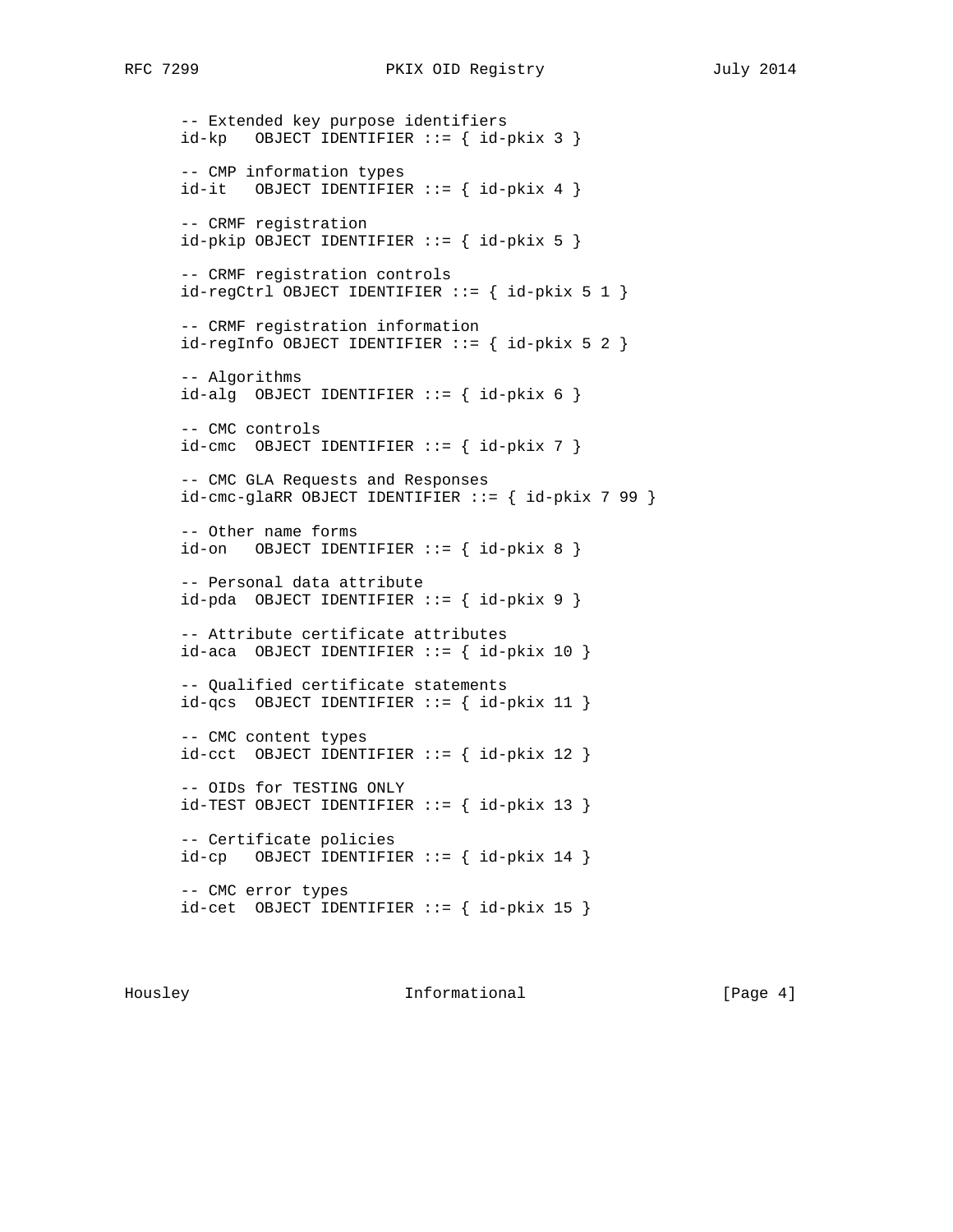```
-- Extended key purpose identifiers
id-kp   OBJECT IDENTIFIER ::= { id-pkix 3 }

-- CMP information types
id-it   OBJECT IDENTIFIER ::= { id-pkix 4 }

-- CRMF registration
id-pkip OBJECT IDENTIFIER ::= { id-pkix 5 }

-- CRMF registration controls
id-regCtrl OBJECT IDENTIFIER ::= { id-pkix 5 1 }

-- CRMF registration information
id-regInfo OBJECT IDENTIFIER ::= { id-pkix 5 2 }

-- Algorithms
id-alg  OBJECT IDENTIFIER ::= { id-pkix 6 }

-- CMC controls
id-cmc  OBJECT IDENTIFIER ::= { id-pkix 7 }

-- CMC GLA Requests and Responses
id-cmc-glaRR OBJECT IDENTIFIER ::= { id-pkix 7 99 }

-- Other name forms
id-on   OBJECT IDENTIFIER ::= { id-pkix 8 }

-- Personal data attribute
id-pda  OBJECT IDENTIFIER ::= { id-pkix 9 }

-- Attribute certificate attributes
id-aca  OBJECT IDENTIFIER ::= { id-pkix 10 }

-- Qualified certificate statements
id-qcs  OBJECT IDENTIFIER ::= { id-pkix 11 }

-- CMC content types
id-cct  OBJECT IDENTIFIER ::= { id-pkix 12 }

-- OIDs for TESTING ONLY
id-TEST OBJECT IDENTIFIER ::= { id-pkix 13 }

-- Certificate policies
id-cp   OBJECT IDENTIFIER ::= { id-pkix 14 }

-- CMC error types
id-cet  OBJECT IDENTIFIER ::= { id-pkix 15 }
```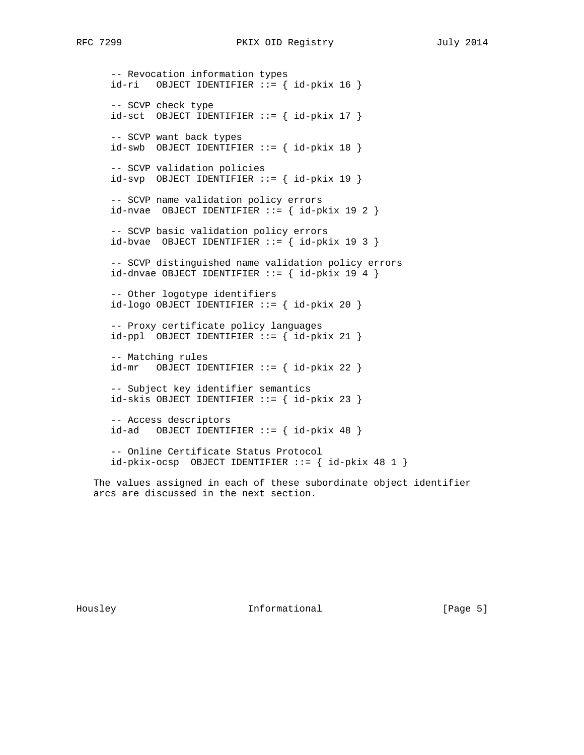```
-- Revocation information types
id-ri   OBJECT IDENTIFIER ::= { id-pkix 16 }

-- SCVP check type
id-sct  OBJECT IDENTIFIER ::= { id-pkix 17 }

-- SCVP want back types
id-swb  OBJECT IDENTIFIER ::= { id-pkix 18 }

-- SCVP validation policies
id-svp  OBJECT IDENTIFIER ::= { id-pkix 19 }

-- SCVP name validation policy errors
id-nvae  OBJECT IDENTIFIER ::= { id-pkix 19 2 }

-- SCVP basic validation policy errors
id-bvae  OBJECT IDENTIFIER ::= { id-pkix 19 3 }

-- SCVP distinguished name validation policy errors
id-dnvae OBJECT IDENTIFIER ::= { id-pkix 19 4 }

-- Other logotype identifiers
id-logo OBJECT IDENTIFIER ::= { id-pkix 20 }

-- Proxy certificate policy languages
id-ppl  OBJECT IDENTIFIER ::= { id-pkix 21 }

-- Matching rules
id-mr   OBJECT IDENTIFIER ::= { id-pkix 22 }

-- Subject key identifier semantics
id-skis OBJECT IDENTIFIER ::= { id-pkix 23 }

-- Access descriptors
id-ad   OBJECT IDENTIFIER ::= { id-pkix 48 }

-- Online Certificate Status Protocol
id-pkix-ocsp  OBJECT IDENTIFIER ::= { id-pkix 48 1 }
```

The values assigned in each of these subordinate object identifier arcs are discussed in the next section.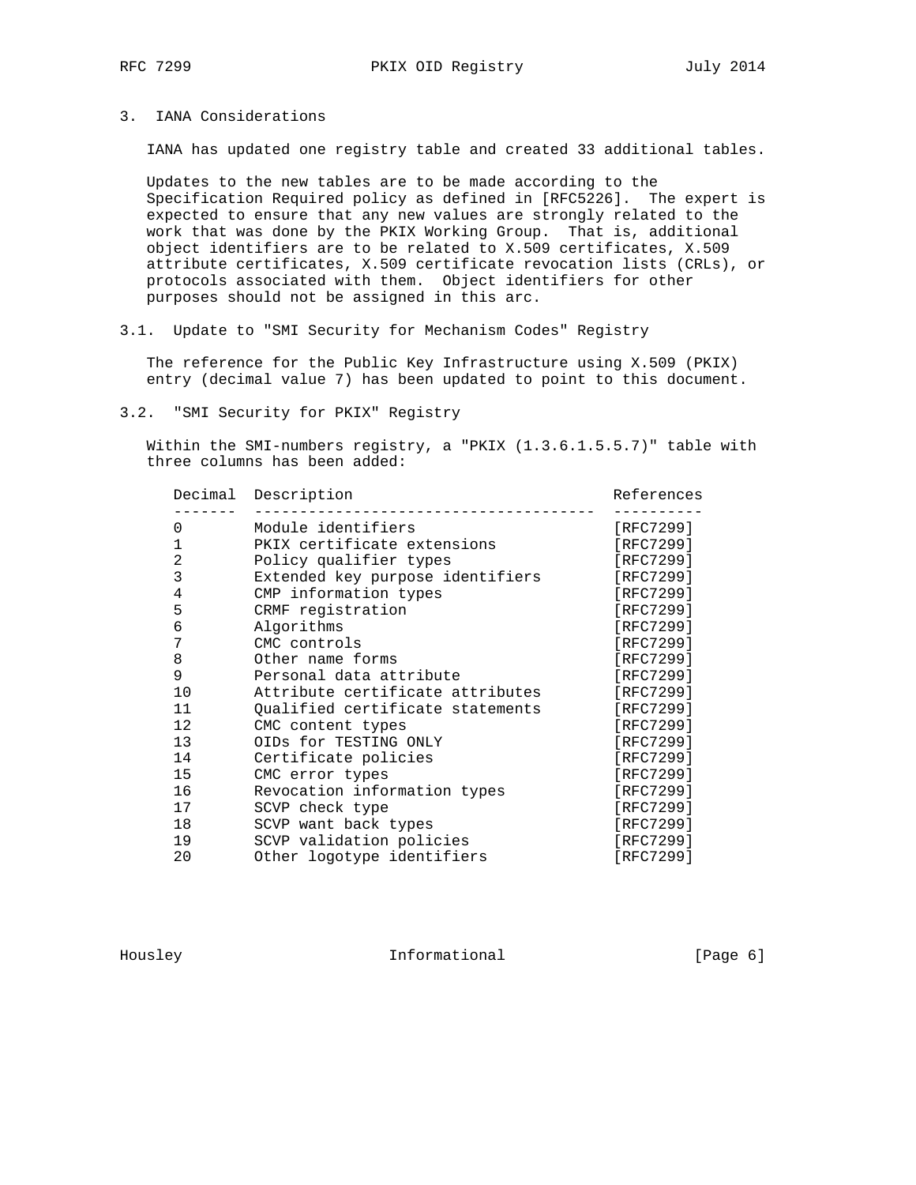## 3. IANA Considerations

IANA has updated one registry table and created 33 additional tables.

Updates to the new tables are to be made according to the Specification Required policy as defined in [RFC5226]. The expert is expected to ensure that any new values are strongly related to the work that was done by the PKIX Working Group. That is, additional object identifiers are to be related to X.509 certificates, X.509 attribute certificates, X.509 certificate revocation lists (CRLs), or protocols associated with them. Object identifiers for other purposes should not be assigned in this arc.

### 3.1. Update to "SMI Security for Mechanism Codes" Registry

The reference for the Public Key Infrastructure using X.509 (PKIX) entry (decimal value 7) has been updated to point to this document.

### 3.2. "SMI Security for PKIX" Registry

Within the SMI-numbers registry, a "PKIX (1.3.6.1.5.5.7)" table with three columns has been added:

| Decimal | Description | References |
|---|---|---|
| 0 | Module identifiers | [RFC7299] |
| 1 | PKIX certificate extensions | [RFC7299] |
| 2 | Policy qualifier types | [RFC7299] |
| 3 | Extended key purpose identifiers | [RFC7299] |
| 4 | CMP information types | [RFC7299] |
| 5 | CRMF registration | [RFC7299] |
| 6 | Algorithms | [RFC7299] |
| 7 | CMC controls | [RFC7299] |
| 8 | Other name forms | [RFC7299] |
| 9 | Personal data attribute | [RFC7299] |
| 10 | Attribute certificate attributes | [RFC7299] |
| 11 | Qualified certificate statements | [RFC7299] |
| 12 | CMC content types | [RFC7299] |
| 13 | OIDs for TESTING ONLY | [RFC7299] |
| 14 | Certificate policies | [RFC7299] |
| 15 | CMC error types | [RFC7299] |
| 16 | Revocation information types | [RFC7299] |
| 17 | SCVP check type | [RFC7299] |
| 18 | SCVP want back types | [RFC7299] |
| 19 | SCVP validation policies | [RFC7299] |
| 20 | Other logotype identifiers | [RFC7299] |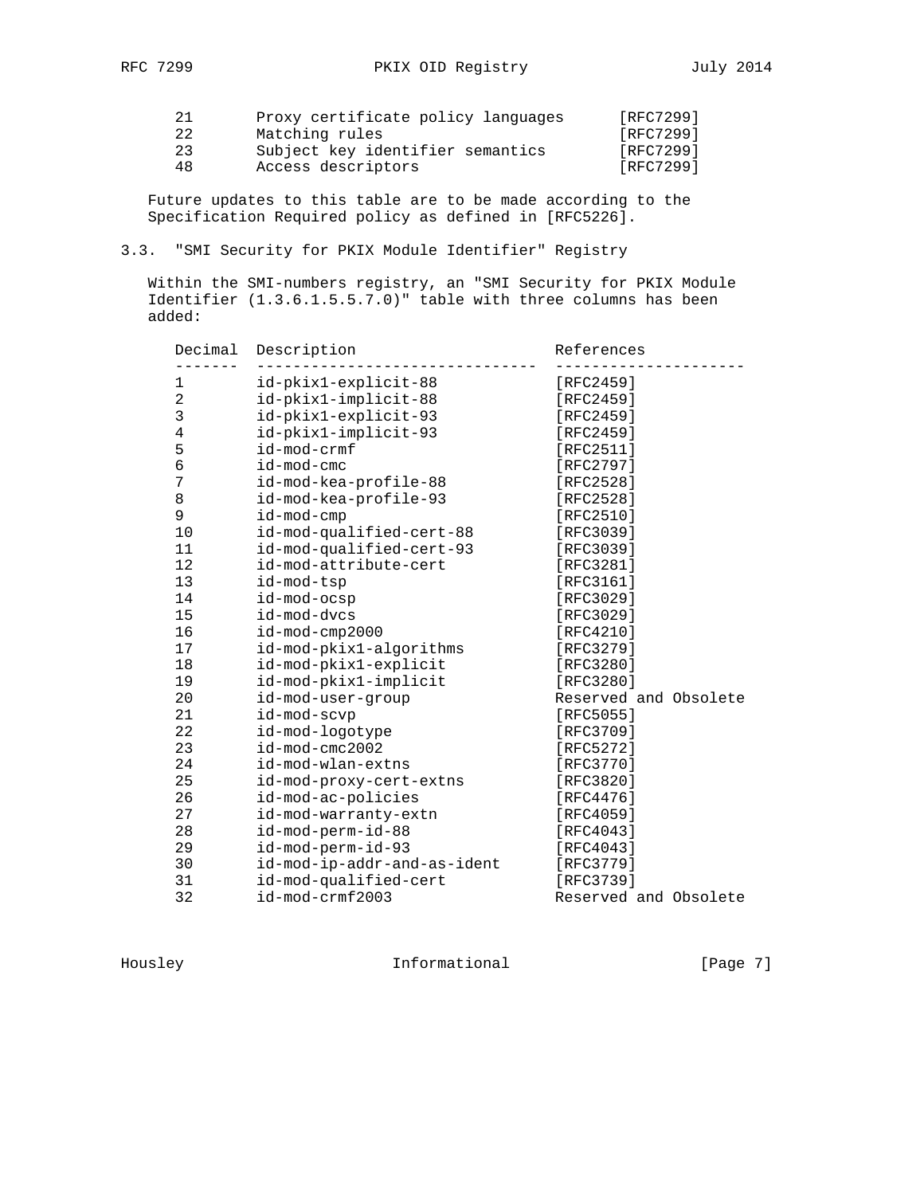| | | |
|---|---|---|
| 21 | Proxy certificate policy languages | [RFC7299] |
| 22 | Matching rules | [RFC7299] |
| 23 | Subject key identifier semantics | [RFC7299] |
| 48 | Access descriptors | [RFC7299] |

Future updates to this table are to be made according to the Specification Required policy as defined in [RFC5226].

### 3.3. "SMI Security for PKIX Module Identifier" Registry

Within the SMI-numbers registry, an "SMI Security for PKIX Module Identifier (1.3.6.1.5.5.7.0)" table with three columns has been added:

| Decimal | Description | References |
|---|---|---|
| 1 | id-pkix1-explicit-88 | [RFC2459] |
| 2 | id-pkix1-implicit-88 | [RFC2459] |
| 3 | id-pkix1-explicit-93 | [RFC2459] |
| 4 | id-pkix1-implicit-93 | [RFC2459] |
| 5 | id-mod-crmf | [RFC2511] |
| 6 | id-mod-cmc | [RFC2797] |
| 7 | id-mod-kea-profile-88 | [RFC2528] |
| 8 | id-mod-kea-profile-93 | [RFC2528] |
| 9 | id-mod-cmp | [RFC2510] |
| 10 | id-mod-qualified-cert-88 | [RFC3039] |
| 11 | id-mod-qualified-cert-93 | [RFC3039] |
| 12 | id-mod-attribute-cert | [RFC3281] |
| 13 | id-mod-tsp | [RFC3161] |
| 14 | id-mod-ocsp | [RFC3029] |
| 15 | id-mod-dvcs | [RFC3029] |
| 16 | id-mod-cmp2000 | [RFC4210] |
| 17 | id-mod-pkix1-algorithms | [RFC3279] |
| 18 | id-mod-pkix1-explicit | [RFC3280] |
| 19 | id-mod-pkix1-implicit | [RFC3280] |
| 20 | id-mod-user-group | Reserved and Obsolete |
| 21 | id-mod-scvp | [RFC5055] |
| 22 | id-mod-logotype | [RFC3709] |
| 23 | id-mod-cmc2002 | [RFC5272] |
| 24 | id-mod-wlan-extns | [RFC3770] |
| 25 | id-mod-proxy-cert-extns | [RFC3820] |
| 26 | id-mod-ac-policies | [RFC4476] |
| 27 | id-mod-warranty-extn | [RFC4059] |
| 28 | id-mod-perm-id-88 | [RFC4043] |
| 29 | id-mod-perm-id-93 | [RFC4043] |
| 30 | id-mod-ip-addr-and-as-ident | [RFC3779] |
| 31 | id-mod-qualified-cert | [RFC3739] |
| 32 | id-mod-crmf2003 | Reserved and Obsolete |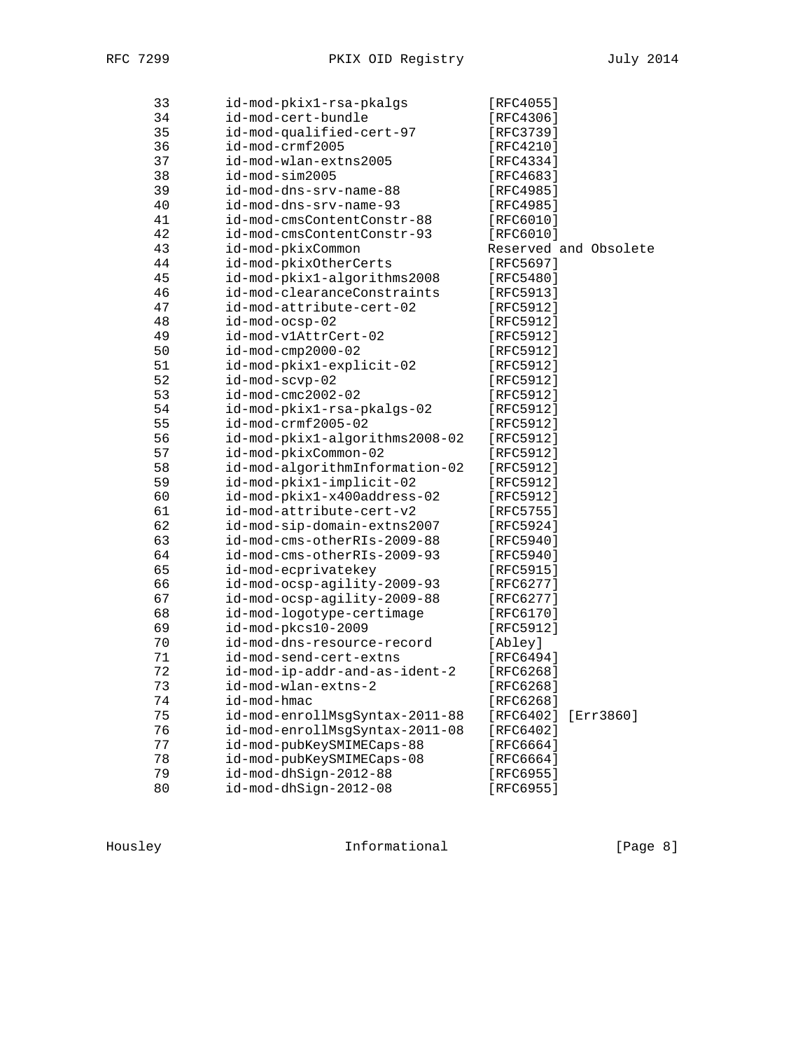```
      33        id-mod-pkix1-rsa-pkalgs          [RFC4055]
      34        id-mod-cert-bundle               [RFC4306]
      35        id-mod-qualified-cert-97         [RFC3739]
      36        id-mod-crmf2005                  [RFC4210]
      37        id-mod-wlan-extns2005            [RFC4334]
      38        id-mod-sim2005                   [RFC4683]
      39        id-mod-dns-srv-name-88           [RFC4985]
      40        id-mod-dns-srv-name-93           [RFC4985]
      41        id-mod-cmsContentConstr-88       [RFC6010]
      42        id-mod-cmsContentConstr-93       [RFC6010]
      43        id-mod-pkixCommon                Reserved and Obsolete
      44        id-mod-pkixOtherCerts            [RFC5697]
      45        id-mod-pkix1-algorithms2008      [RFC5480]
      46        id-mod-clearanceConstraints      [RFC5913]
      47        id-mod-attribute-cert-02         [RFC5912]
      48        id-mod-ocsp-02                   [RFC5912]
      49        id-mod-v1AttrCert-02             [RFC5912]
      50        id-mod-cmp2000-02                [RFC5912]
      51        id-mod-pkix1-explicit-02         [RFC5912]
      52        id-mod-scvp-02                   [RFC5912]
      53        id-mod-cmc2002-02                [RFC5912]
      54        id-mod-pkix1-rsa-pkalgs-02       [RFC5912]
      55        id-mod-crmf2005-02               [RFC5912]
      56        id-mod-pkix1-algorithms2008-02   [RFC5912]
      57        id-mod-pkixCommon-02             [RFC5912]
      58        id-mod-algorithmInformation-02   [RFC5912]
      59        id-mod-pkix1-implicit-02         [RFC5912]
      60        id-mod-pkix1-x400address-02      [RFC5912]
      61        id-mod-attribute-cert-v2         [RFC5755]
      62        id-mod-sip-domain-extns2007      [RFC5924]
      63        id-mod-cms-otherRIs-2009-88      [RFC5940]
      64        id-mod-cms-otherRIs-2009-93      [RFC5940]
      65        id-mod-ecprivatekey              [RFC5915]
      66        id-mod-ocsp-agility-2009-93      [RFC6277]
      67        id-mod-ocsp-agility-2009-88      [RFC6277]
      68        id-mod-logotype-certimage        [RFC6170]
      69        id-mod-pkcs10-2009               [RFC5912]
      70        id-mod-dns-resource-record       [Abley]
      71        id-mod-send-cert-extns           [RFC6494]
      72        id-mod-ip-addr-and-as-ident-2    [RFC6268]
      73        id-mod-wlan-extns-2              [RFC6268]
      74        id-mod-hmac                      [RFC6268]
      75        id-mod-enrollMsgSyntax-2011-88   [RFC6402] [Err3860]
      76        id-mod-enrollMsgSyntax-2011-08   [RFC6402]
      77        id-mod-pubKeySMIMECaps-88        [RFC6664]
      78        id-mod-pubKeySMIMECaps-08        [RFC6664]
      79        id-mod-dhSign-2012-88            [RFC6955]
      80        id-mod-dhSign-2012-08            [RFC6955]
```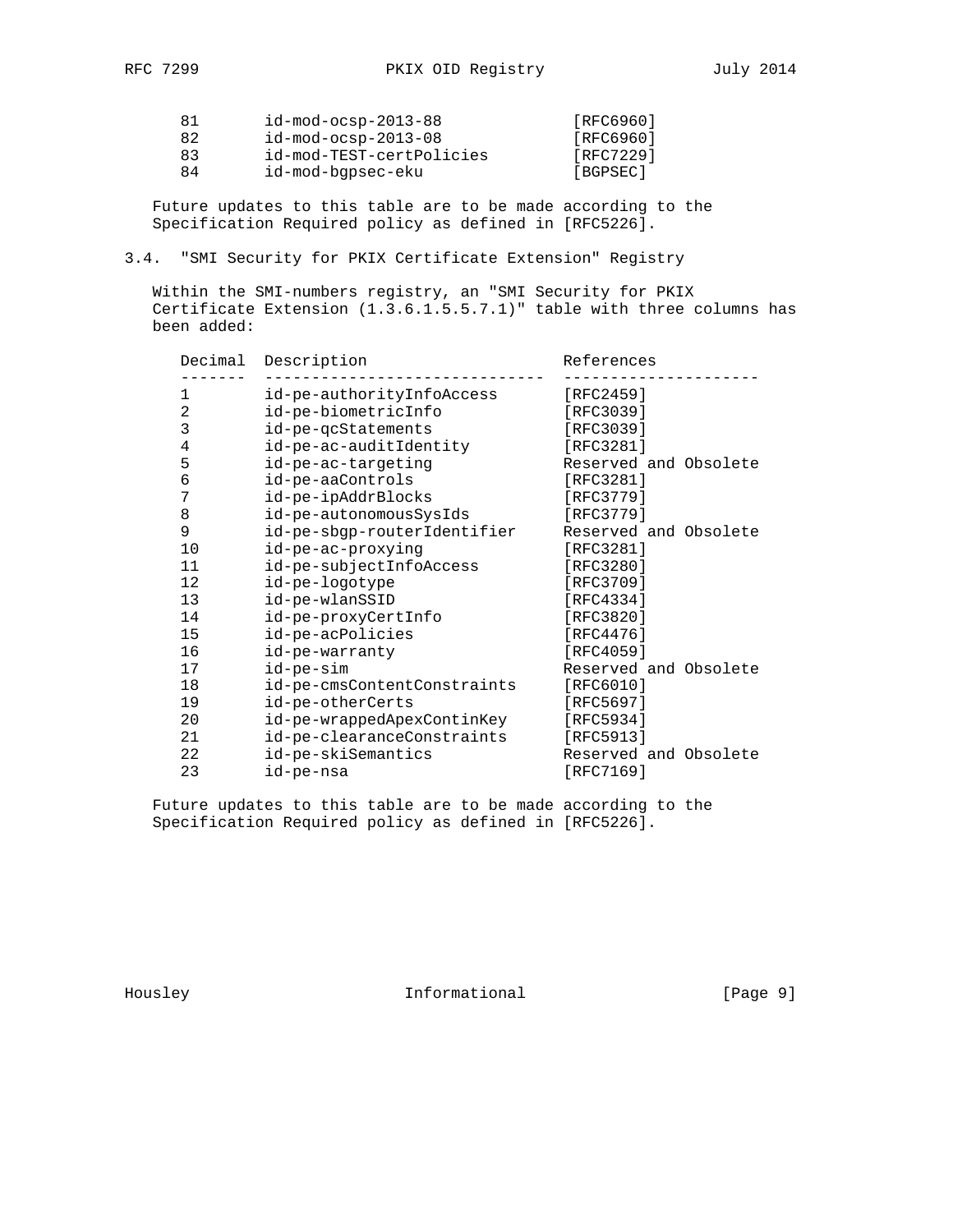| | | |
|---|---|---|
| 81 | id-mod-ocsp-2013-88 | [RFC6960] |
| 82 | id-mod-ocsp-2013-08 | [RFC6960] |
| 83 | id-mod-TEST-certPolicies | [RFC7229] |
| 84 | id-mod-bgpsec-eku | [BGPSEC] |

Future updates to this table are to be made according to the Specification Required policy as defined in [RFC5226].

## 3.4. "SMI Security for PKIX Certificate Extension" Registry

Within the SMI-numbers registry, an "SMI Security for PKIX Certificate Extension (1.3.6.1.5.5.7.1)" table with three columns has been added:

| Decimal | Description | References |
|---|---|---|
| 1 | id-pe-authorityInfoAccess | [RFC2459] |
| 2 | id-pe-biometricInfo | [RFC3039] |
| 3 | id-pe-qcStatements | [RFC3039] |
| 4 | id-pe-ac-auditIdentity | [RFC3281] |
| 5 | id-pe-ac-targeting | Reserved and Obsolete |
| 6 | id-pe-aaControls | [RFC3281] |
| 7 | id-pe-ipAddrBlocks | [RFC3779] |
| 8 | id-pe-autonomousSysIds | [RFC3779] |
| 9 | id-pe-sbgp-routerIdentifier | Reserved and Obsolete |
| 10 | id-pe-ac-proxying | [RFC3281] |
| 11 | id-pe-subjectInfoAccess | [RFC3280] |
| 12 | id-pe-logotype | [RFC3709] |
| 13 | id-pe-wlanSSID | [RFC4334] |
| 14 | id-pe-proxyCertInfo | [RFC3820] |
| 15 | id-pe-acPolicies | [RFC4476] |
| 16 | id-pe-warranty | [RFC4059] |
| 17 | id-pe-sim | Reserved and Obsolete |
| 18 | id-pe-cmsContentConstraints | [RFC6010] |
| 19 | id-pe-otherCerts | [RFC5697] |
| 20 | id-pe-wrappedApexContinKey | [RFC5934] |
| 21 | id-pe-clearanceConstraints | [RFC5913] |
| 22 | id-pe-skiSemantics | Reserved and Obsolete |
| 23 | id-pe-nsa | [RFC7169] |

Future updates to this table are to be made according to the Specification Required policy as defined in [RFC5226].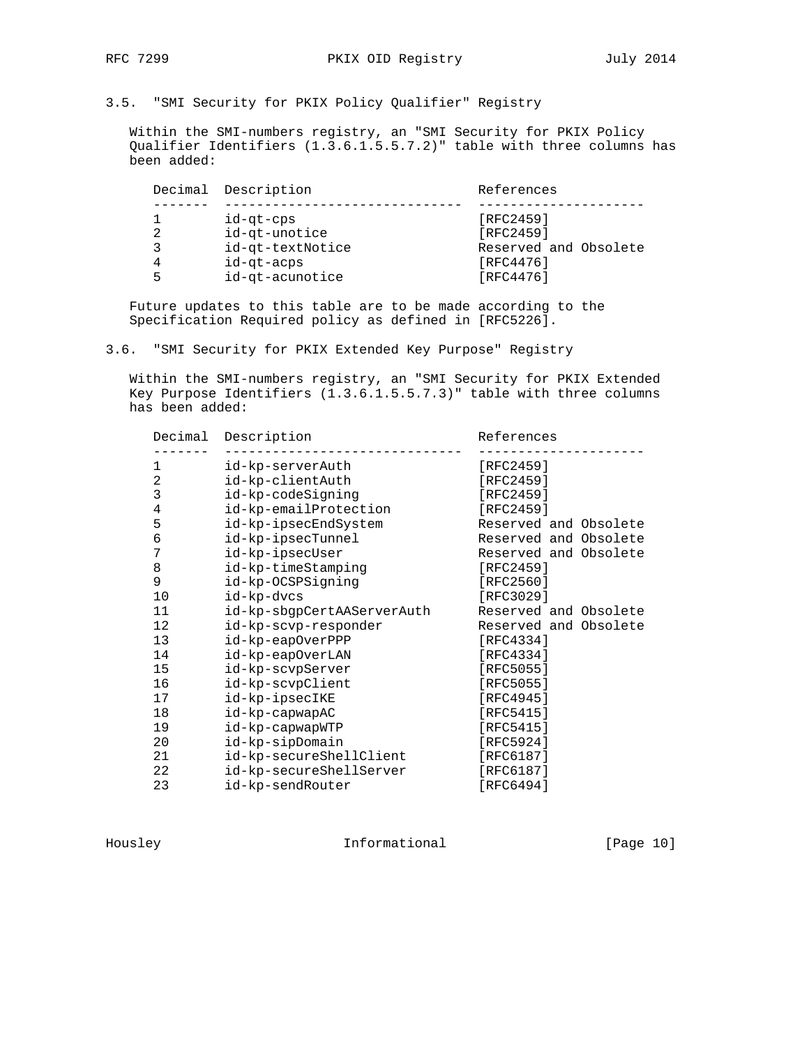### 3.5. "SMI Security for PKIX Policy Qualifier" Registry

Within the SMI-numbers registry, an "SMI Security for PKIX Policy Qualifier Identifiers (1.3.6.1.5.5.7.2)" table with three columns has been added:

| Decimal | Description | References |
|---|---|---|
| 1 | id-qt-cps | [RFC2459] |
| 2 | id-qt-unotice | [RFC2459] |
| 3 | id-qt-textNotice | Reserved and Obsolete |
| 4 | id-qt-acps | [RFC4476] |
| 5 | id-qt-acunotice | [RFC4476] |

Future updates to this table are to be made according to the Specification Required policy as defined in [RFC5226].

### 3.6. "SMI Security for PKIX Extended Key Purpose" Registry

Within the SMI-numbers registry, an "SMI Security for PKIX Extended Key Purpose Identifiers (1.3.6.1.5.5.7.3)" table with three columns has been added:

| Decimal | Description | References |
|---|---|---|
| 1 | id-kp-serverAuth | [RFC2459] |
| 2 | id-kp-clientAuth | [RFC2459] |
| 3 | id-kp-codeSigning | [RFC2459] |
| 4 | id-kp-emailProtection | [RFC2459] |
| 5 | id-kp-ipsecEndSystem | Reserved and Obsolete |
| 6 | id-kp-ipsecTunnel | Reserved and Obsolete |
| 7 | id-kp-ipsecUser | Reserved and Obsolete |
| 8 | id-kp-timeStamping | [RFC2459] |
| 9 | id-kp-OCSPSigning | [RFC2560] |
| 10 | id-kp-dvcs | [RFC3029] |
| 11 | id-kp-sbgpCertAAServerAuth | Reserved and Obsolete |
| 12 | id-kp-scvp-responder | Reserved and Obsolete |
| 13 | id-kp-eapOverPPP | [RFC4334] |
| 14 | id-kp-eapOverLAN | [RFC4334] |
| 15 | id-kp-scvpServer | [RFC5055] |
| 16 | id-kp-scvpClient | [RFC5055] |
| 17 | id-kp-ipsecIKE | [RFC4945] |
| 18 | id-kp-capwapAC | [RFC5415] |
| 19 | id-kp-capwapWTP | [RFC5415] |
| 20 | id-kp-sipDomain | [RFC5924] |
| 21 | id-kp-secureShellClient | [RFC6187] |
| 22 | id-kp-secureShellServer | [RFC6187] |
| 23 | id-kp-sendRouter | [RFC6494] |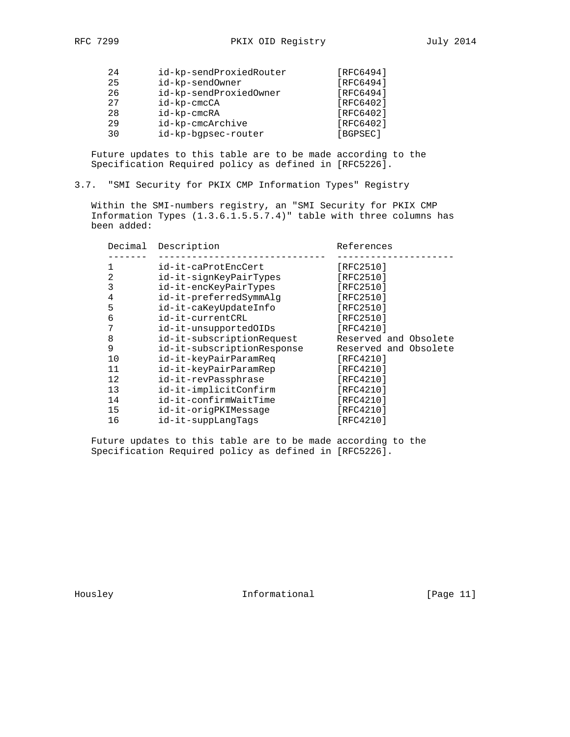| Decimal | Description | References |
|---|---|---|
| 24 | id-kp-sendProxiedRouter | [RFC6494] |
| 25 | id-kp-sendOwner | [RFC6494] |
| 26 | id-kp-sendProxiedOwner | [RFC6494] |
| 27 | id-kp-cmcCA | [RFC6402] |
| 28 | id-kp-cmcRA | [RFC6402] |
| 29 | id-kp-cmcArchive | [RFC6402] |
| 30 | id-kp-bgpsec-router | [BGPSEC] |

Future updates to this table are to be made according to the Specification Required policy as defined in [RFC5226].

### 3.7. "SMI Security for PKIX CMP Information Types" Registry

Within the SMI-numbers registry, an "SMI Security for PKIX CMP Information Types (1.3.6.1.5.5.7.4)" table with three columns has been added:

| Decimal | Description | References |
|---|---|---|
| 1 | id-it-caProtEncCert | [RFC2510] |
| 2 | id-it-signKeyPairTypes | [RFC2510] |
| 3 | id-it-encKeyPairTypes | [RFC2510] |
| 4 | id-it-preferredSymmAlg | [RFC2510] |
| 5 | id-it-caKeyUpdateInfo | [RFC2510] |
| 6 | id-it-currentCRL | [RFC2510] |
| 7 | id-it-unsupportedOIDs | [RFC4210] |
| 8 | id-it-subscriptionRequest | Reserved and Obsolete |
| 9 | id-it-subscriptionResponse | Reserved and Obsolete |
| 10 | id-it-keyPairParamReq | [RFC4210] |
| 11 | id-it-keyPairParamRep | [RFC4210] |
| 12 | id-it-revPassphrase | [RFC4210] |
| 13 | id-it-implicitConfirm | [RFC4210] |
| 14 | id-it-confirmWaitTime | [RFC4210] |
| 15 | id-it-origPKIMessage | [RFC4210] |
| 16 | id-it-suppLangTags | [RFC4210] |

Future updates to this table are to be made according to the Specification Required policy as defined in [RFC5226].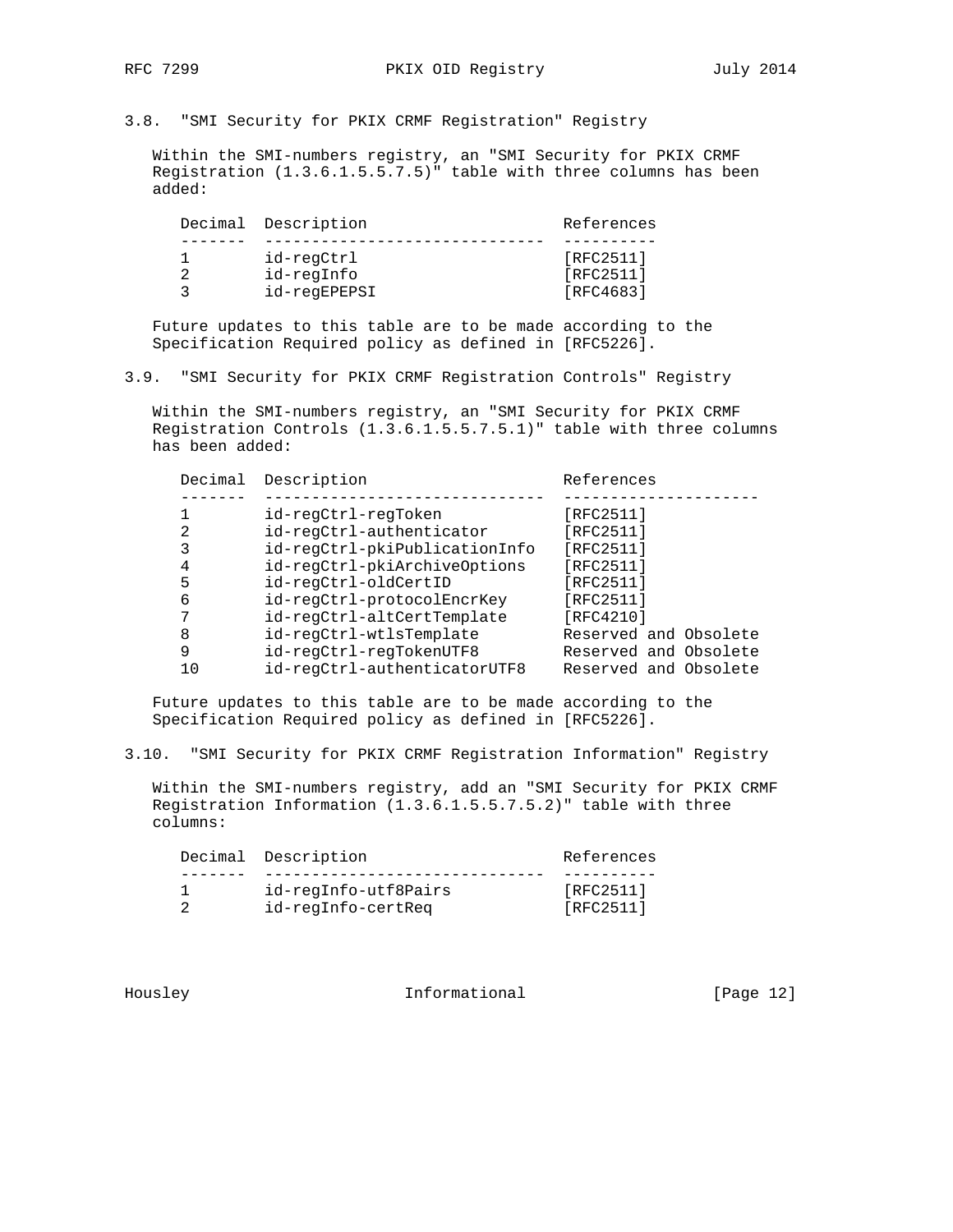### 3.8. "SMI Security for PKIX CRMF Registration" Registry

Within the SMI-numbers registry, an "SMI Security for PKIX CRMF Registration (1.3.6.1.5.5.7.5)" table with three columns has been added:

| Decimal | Description | References |
|---|---|---|
| 1 | id-regCtrl | [RFC2511] |
| 2 | id-regInfo | [RFC2511] |
| 3 | id-regEPEPSI | [RFC4683] |

Future updates to this table are to be made according to the Specification Required policy as defined in [RFC5226].

### 3.9. "SMI Security for PKIX CRMF Registration Controls" Registry

Within the SMI-numbers registry, an "SMI Security for PKIX CRMF Registration Controls (1.3.6.1.5.5.7.5.1)" table with three columns has been added:

| Decimal | Description | References |
|---|---|---|
| 1 | id-regCtrl-regToken | [RFC2511] |
| 2 | id-regCtrl-authenticator | [RFC2511] |
| 3 | id-regCtrl-pkiPublicationInfo | [RFC2511] |
| 4 | id-regCtrl-pkiArchiveOptions | [RFC2511] |
| 5 | id-regCtrl-oldCertID | [RFC2511] |
| 6 | id-regCtrl-protocolEncrKey | [RFC2511] |
| 7 | id-regCtrl-altCertTemplate | [RFC4210] |
| 8 | id-regCtrl-wtlsTemplate | Reserved and Obsolete |
| 9 | id-regCtrl-regTokenUTF8 | Reserved and Obsolete |
| 10 | id-regCtrl-authenticatorUTF8 | Reserved and Obsolete |

Future updates to this table are to be made according to the Specification Required policy as defined in [RFC5226].

### 3.10. "SMI Security for PKIX CRMF Registration Information" Registry

Within the SMI-numbers registry, add an "SMI Security for PKIX CRMF Registration Information (1.3.6.1.5.5.7.5.2)" table with three columns:

| Decimal | Description | References |
|---|---|---|
| 1 | id-regInfo-utf8Pairs | [RFC2511] |
| 2 | id-regInfo-certReq | [RFC2511] |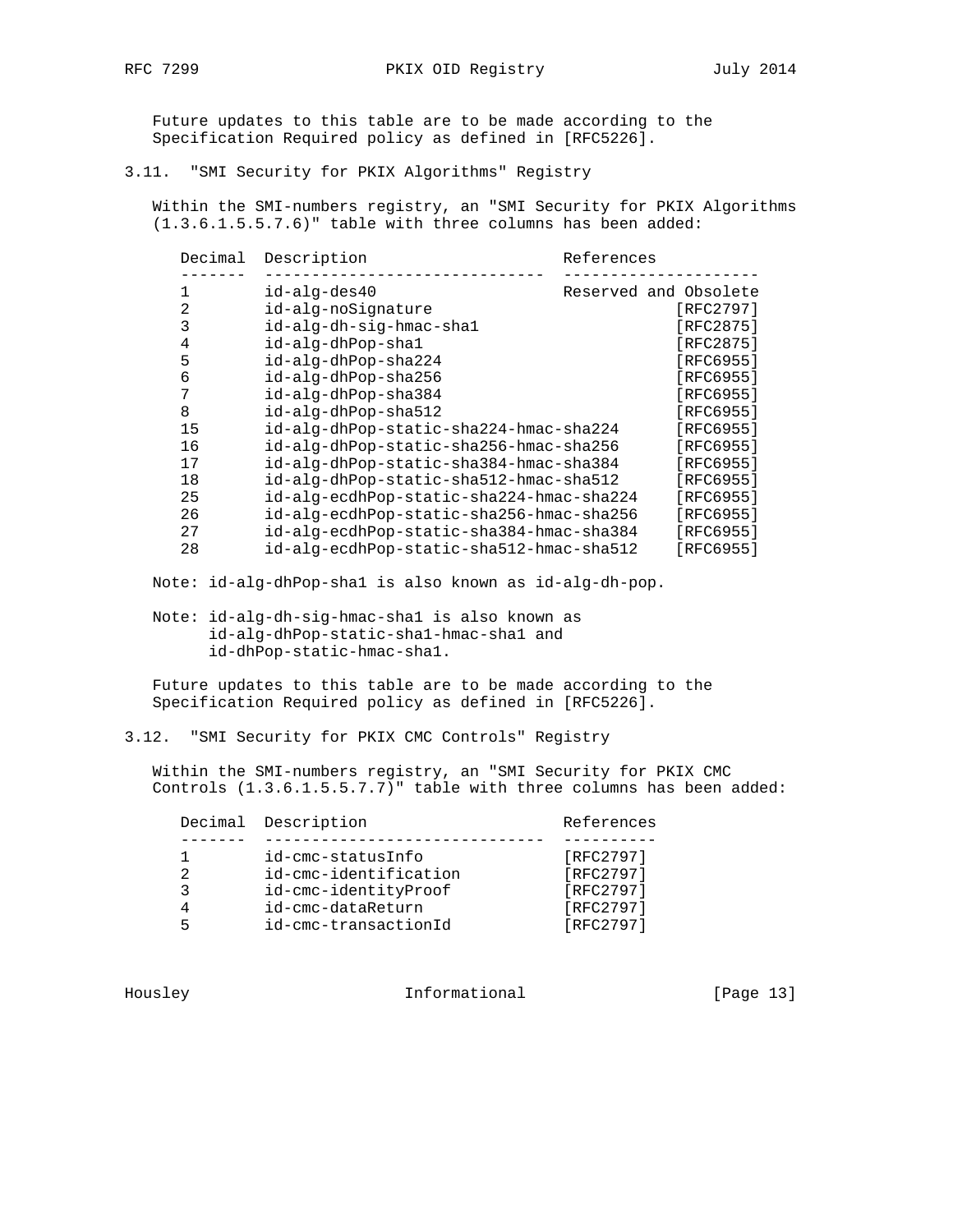Future updates to this table are to be made according to the Specification Required policy as defined in [RFC5226].

### 3.11. "SMI Security for PKIX Algorithms" Registry

Within the SMI-numbers registry, an "SMI Security for PKIX Algorithms (1.3.6.1.5.5.7.6)" table with three columns has been added:

| Decimal | Description | References |
|---|---|---|
| 1 | id-alg-des40 | Reserved and Obsolete |
| 2 | id-alg-noSignature | [RFC2797] |
| 3 | id-alg-dh-sig-hmac-sha1 | [RFC2875] |
| 4 | id-alg-dhPop-sha1 | [RFC2875] |
| 5 | id-alg-dhPop-sha224 | [RFC6955] |
| 6 | id-alg-dhPop-sha256 | [RFC6955] |
| 7 | id-alg-dhPop-sha384 | [RFC6955] |
| 8 | id-alg-dhPop-sha512 | [RFC6955] |
| 15 | id-alg-dhPop-static-sha224-hmac-sha224 | [RFC6955] |
| 16 | id-alg-dhPop-static-sha256-hmac-sha256 | [RFC6955] |
| 17 | id-alg-dhPop-static-sha384-hmac-sha384 | [RFC6955] |
| 18 | id-alg-dhPop-static-sha512-hmac-sha512 | [RFC6955] |
| 25 | id-alg-ecdhPop-static-sha224-hmac-sha224 | [RFC6955] |
| 26 | id-alg-ecdhPop-static-sha256-hmac-sha256 | [RFC6955] |
| 27 | id-alg-ecdhPop-static-sha384-hmac-sha384 | [RFC6955] |
| 28 | id-alg-ecdhPop-static-sha512-hmac-sha512 | [RFC6955] |

Note: id-alg-dhPop-sha1 is also known as id-alg-dh-pop.

Note: id-alg-dh-sig-hmac-sha1 is also known as id-alg-dhPop-static-sha1-hmac-sha1 and id-dhPop-static-hmac-sha1.

Future updates to this table are to be made according to the Specification Required policy as defined in [RFC5226].

### 3.12. "SMI Security for PKIX CMC Controls" Registry

Within the SMI-numbers registry, an "SMI Security for PKIX CMC Controls (1.3.6.1.5.5.7.7)" table with three columns has been added:

| Decimal | Description | References |
|---|---|---|
| 1 | id-cmc-statusInfo | [RFC2797] |
| 2 | id-cmc-identification | [RFC2797] |
| 3 | id-cmc-identityProof | [RFC2797] |
| 4 | id-cmc-dataReturn | [RFC2797] |
| 5 | id-cmc-transactionId | [RFC2797] |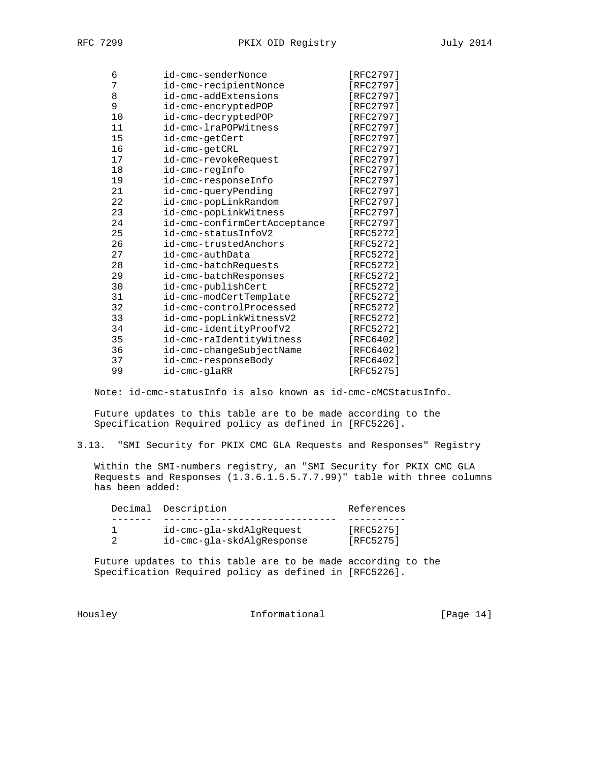| Decimal | Description | References |
|---|---|---|
| 6 | id-cmc-senderNonce | [RFC2797] |
| 7 | id-cmc-recipientNonce | [RFC2797] |
| 8 | id-cmc-addExtensions | [RFC2797] |
| 9 | id-cmc-encryptedPOP | [RFC2797] |
| 10 | id-cmc-decryptedPOP | [RFC2797] |
| 11 | id-cmc-lraPOPWitness | [RFC2797] |
| 15 | id-cmc-getCert | [RFC2797] |
| 16 | id-cmc-getCRL | [RFC2797] |
| 17 | id-cmc-revokeRequest | [RFC2797] |
| 18 | id-cmc-regInfo | [RFC2797] |
| 19 | id-cmc-responseInfo | [RFC2797] |
| 21 | id-cmc-queryPending | [RFC2797] |
| 22 | id-cmc-popLinkRandom | [RFC2797] |
| 23 | id-cmc-popLinkWitness | [RFC2797] |
| 24 | id-cmc-confirmCertAcceptance | [RFC2797] |
| 25 | id-cmc-statusInfoV2 | [RFC5272] |
| 26 | id-cmc-trustedAnchors | [RFC5272] |
| 27 | id-cmc-authData | [RFC5272] |
| 28 | id-cmc-batchRequests | [RFC5272] |
| 29 | id-cmc-batchResponses | [RFC5272] |
| 30 | id-cmc-publishCert | [RFC5272] |
| 31 | id-cmc-modCertTemplate | [RFC5272] |
| 32 | id-cmc-controlProcessed | [RFC5272] |
| 33 | id-cmc-popLinkWitnessV2 | [RFC5272] |
| 34 | id-cmc-identityProofV2 | [RFC5272] |
| 35 | id-cmc-raIdentityWitness | [RFC6402] |
| 36 | id-cmc-changeSubjectName | [RFC6402] |
| 37 | id-cmc-responseBody | [RFC6402] |
| 99 | id-cmc-glaRR | [RFC5275] |

Note: id-cmc-statusInfo is also known as id-cmc-cMCStatusInfo.

Future updates to this table are to be made according to the Specification Required policy as defined in [RFC5226].

### 3.13. "SMI Security for PKIX CMC GLA Requests and Responses" Registry

Within the SMI-numbers registry, an "SMI Security for PKIX CMC GLA Requests and Responses (1.3.6.1.5.5.7.7.99)" table with three columns has been added:

| Decimal | Description | References |
|---|---|---|
| 1 | id-cmc-gla-skdAlgRequest | [RFC5275] |
| 2 | id-cmc-gla-skdAlgResponse | [RFC5275] |

Future updates to this table are to be made according to the Specification Required policy as defined in [RFC5226].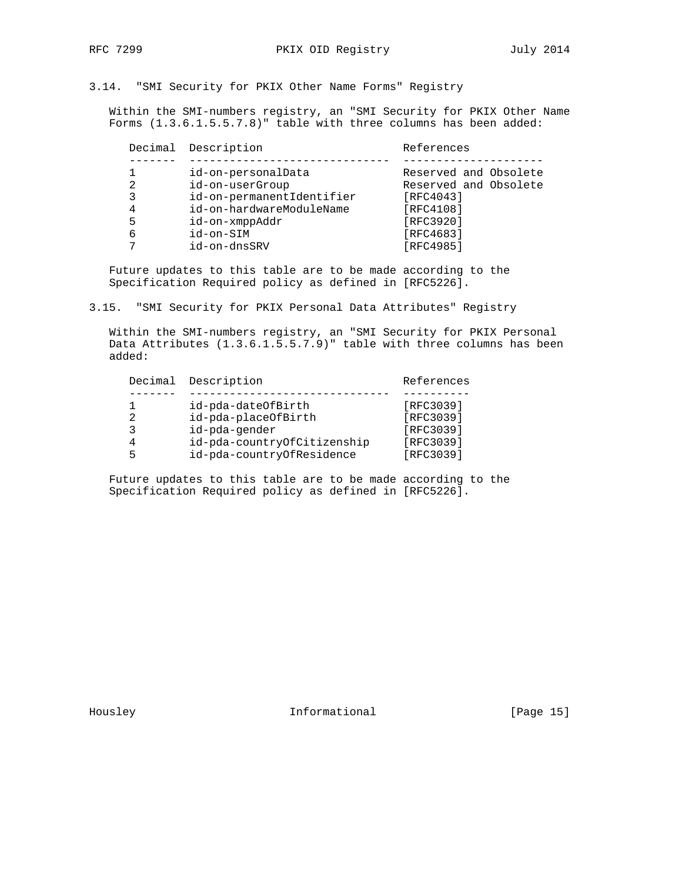### 3.14. "SMI Security for PKIX Other Name Forms" Registry

Within the SMI-numbers registry, an "SMI Security for PKIX Other Name Forms (1.3.6.1.5.5.7.8)" table with three columns has been added:

| Decimal | Description | References |
|---|---|---|
| 1 | id-on-personalData | Reserved and Obsolete |
| 2 | id-on-userGroup | Reserved and Obsolete |
| 3 | id-on-permanentIdentifier | [RFC4043] |
| 4 | id-on-hardwareModuleName | [RFC4108] |
| 5 | id-on-xmppAddr | [RFC3920] |
| 6 | id-on-SIM | [RFC4683] |
| 7 | id-on-dnsSRV | [RFC4985] |

Future updates to this table are to be made according to the Specification Required policy as defined in [RFC5226].

### 3.15. "SMI Security for PKIX Personal Data Attributes" Registry

Within the SMI-numbers registry, an "SMI Security for PKIX Personal Data Attributes (1.3.6.1.5.5.7.9)" table with three columns has been added:

| Decimal | Description | References |
|---|---|---|
| 1 | id-pda-dateOfBirth | [RFC3039] |
| 2 | id-pda-placeOfBirth | [RFC3039] |
| 3 | id-pda-gender | [RFC3039] |
| 4 | id-pda-countryOfCitizenship | [RFC3039] |
| 5 | id-pda-countryOfResidence | [RFC3039] |

Future updates to this table are to be made according to the Specification Required policy as defined in [RFC5226].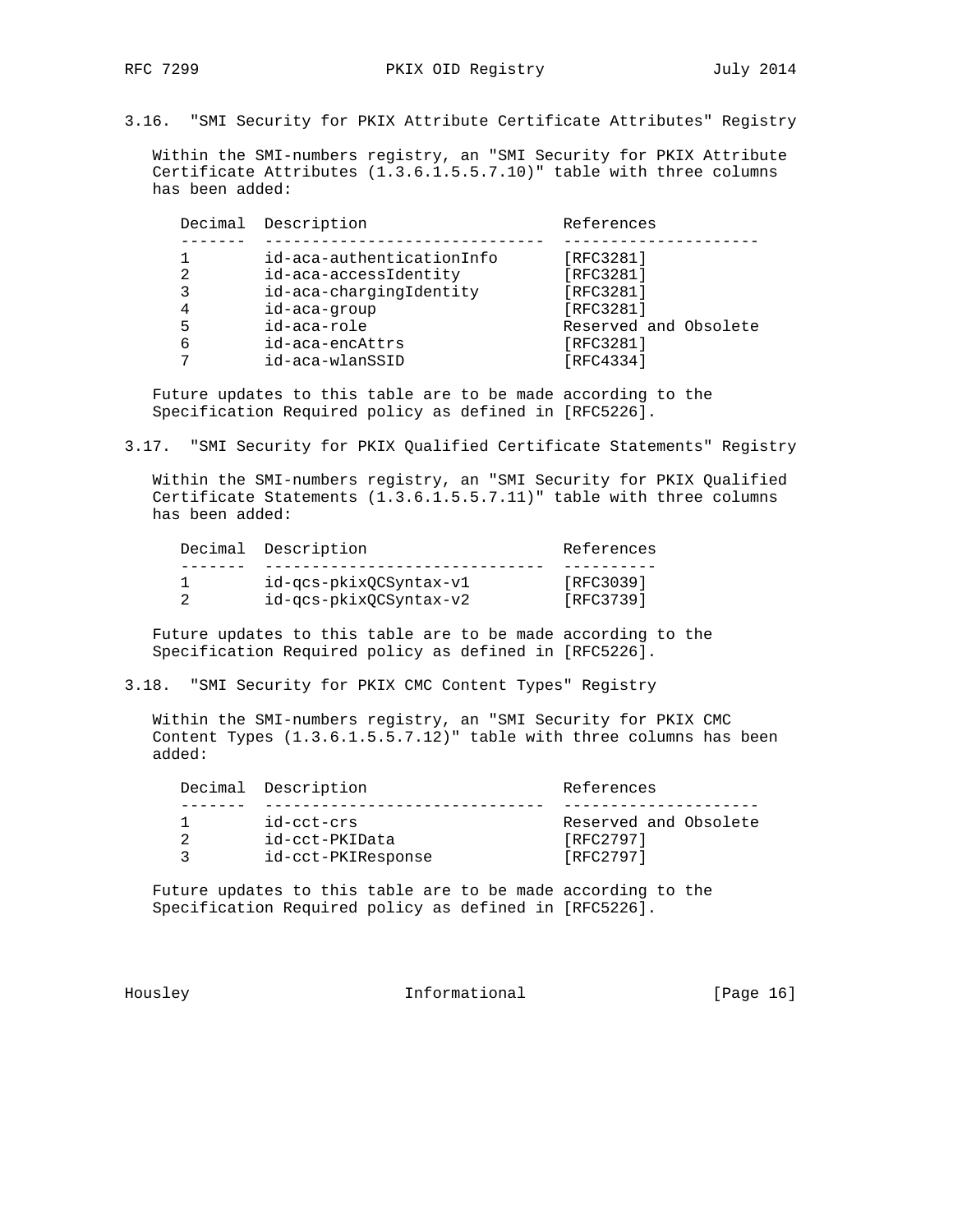### 3.16. "SMI Security for PKIX Attribute Certificate Attributes" Registry

Within the SMI-numbers registry, an "SMI Security for PKIX Attribute Certificate Attributes (1.3.6.1.5.5.7.10)" table with three columns has been added:

| Decimal | Description | References |
| --- | --- | --- |
| 1 | id-aca-authenticationInfo | [RFC3281] |
| 2 | id-aca-accessIdentity | [RFC3281] |
| 3 | id-aca-chargingIdentity | [RFC3281] |
| 4 | id-aca-group | [RFC3281] |
| 5 | id-aca-role | Reserved and Obsolete |
| 6 | id-aca-encAttrs | [RFC3281] |
| 7 | id-aca-wlanSSID | [RFC4334] |

Future updates to this table are to be made according to the Specification Required policy as defined in [RFC5226].

### 3.17. "SMI Security for PKIX Qualified Certificate Statements" Registry

Within the SMI-numbers registry, an "SMI Security for PKIX Qualified Certificate Statements (1.3.6.1.5.5.7.11)" table with three columns has been added:

| Decimal | Description | References |
| --- | --- | --- |
| 1 | id-qcs-pkixQCSyntax-v1 | [RFC3039] |
| 2 | id-qcs-pkixQCSyntax-v2 | [RFC3739] |

Future updates to this table are to be made according to the Specification Required policy as defined in [RFC5226].

### 3.18. "SMI Security for PKIX CMC Content Types" Registry

Within the SMI-numbers registry, an "SMI Security for PKIX CMC Content Types (1.3.6.1.5.5.7.12)" table with three columns has been added:

| Decimal | Description | References |
| --- | --- | --- |
| 1 | id-cct-crs | Reserved and Obsolete |
| 2 | id-cct-PKIData | [RFC2797] |
| 3 | id-cct-PKIResponse | [RFC2797] |

Future updates to this table are to be made according to the Specification Required policy as defined in [RFC5226].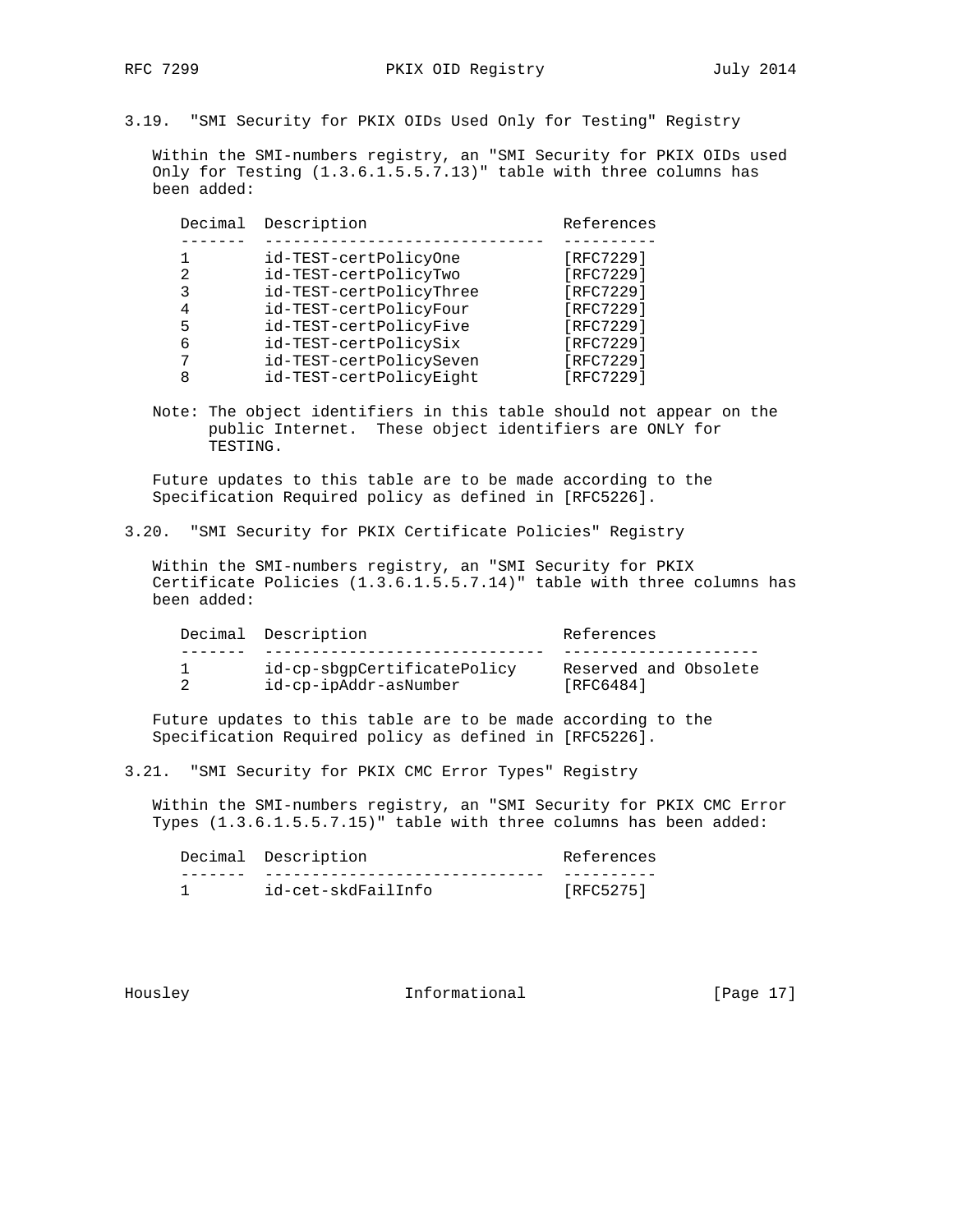### 3.19. "SMI Security for PKIX OIDs Used Only for Testing" Registry

Within the SMI-numbers registry, an "SMI Security for PKIX OIDs used Only for Testing (1.3.6.1.5.5.7.13)" table with three columns has been added:

| Decimal | Description | References |
| --- | --- | --- |
| 1 | id-TEST-certPolicyOne | [RFC7229] |
| 2 | id-TEST-certPolicyTwo | [RFC7229] |
| 3 | id-TEST-certPolicyThree | [RFC7229] |
| 4 | id-TEST-certPolicyFour | [RFC7229] |
| 5 | id-TEST-certPolicyFive | [RFC7229] |
| 6 | id-TEST-certPolicySix | [RFC7229] |
| 7 | id-TEST-certPolicySeven | [RFC7229] |
| 8 | id-TEST-certPolicyEight | [RFC7229] |

Note: The object identifiers in this table should not appear on the public Internet. These object identifiers are ONLY for TESTING.

Future updates to this table are to be made according to the Specification Required policy as defined in [RFC5226].

### 3.20. "SMI Security for PKIX Certificate Policies" Registry

Within the SMI-numbers registry, an "SMI Security for PKIX Certificate Policies (1.3.6.1.5.5.7.14)" table with three columns has been added:

| Decimal | Description | References |
| --- | --- | --- |
| 1 | id-cp-sbgpCertificatePolicy | Reserved and Obsolete |
| 2 | id-cp-ipAddr-asNumber | [RFC6484] |

Future updates to this table are to be made according to the Specification Required policy as defined in [RFC5226].

### 3.21. "SMI Security for PKIX CMC Error Types" Registry

Within the SMI-numbers registry, an "SMI Security for PKIX CMC Error Types (1.3.6.1.5.5.7.15)" table with three columns has been added:

| Decimal | Description | References |
| --- | --- | --- |
| 1 | id-cet-skdFailInfo | [RFC5275] |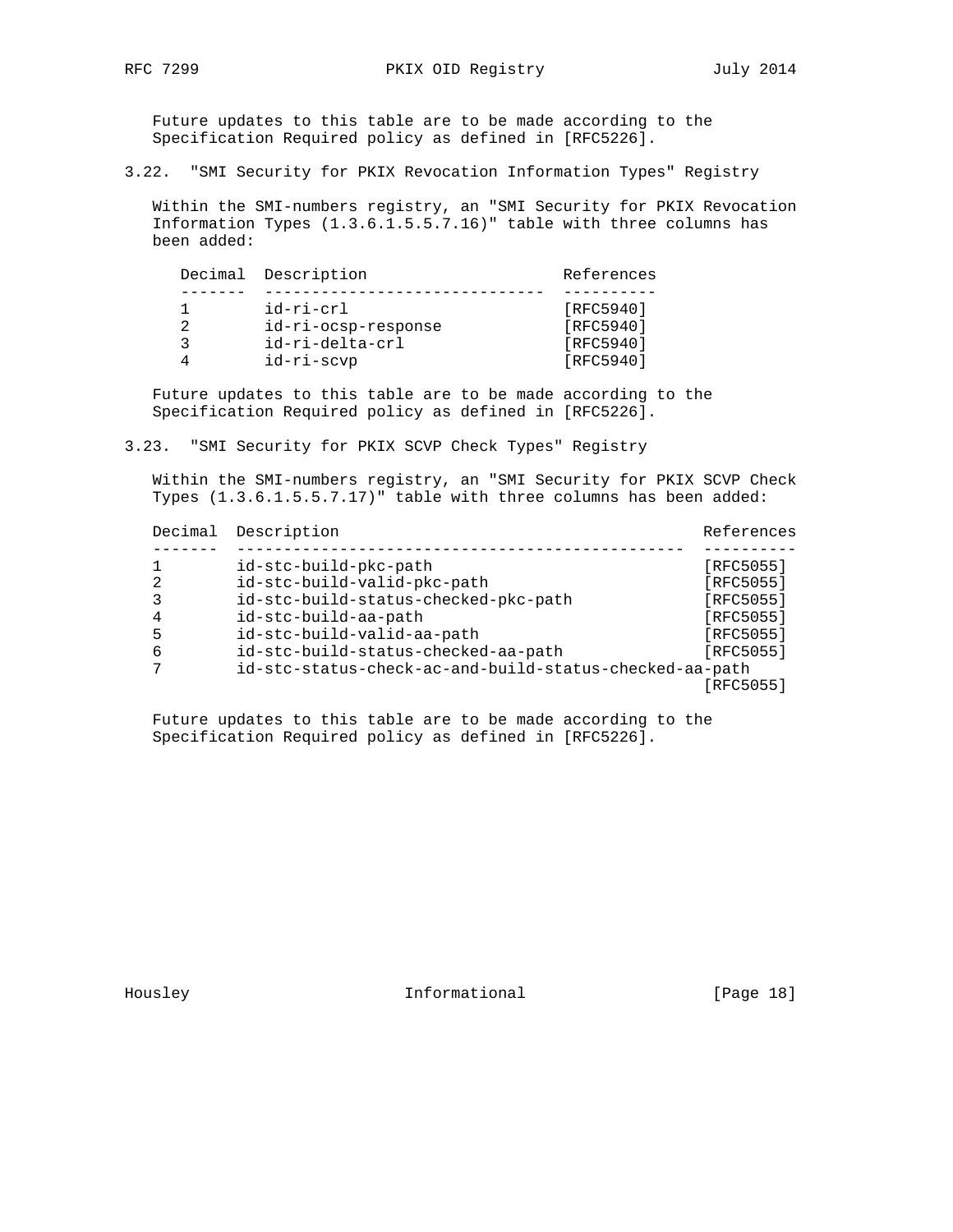Future updates to this table are to be made according to the Specification Required policy as defined in [RFC5226].

## 3.22. "SMI Security for PKIX Revocation Information Types" Registry

Within the SMI-numbers registry, an "SMI Security for PKIX Revocation Information Types (1.3.6.1.5.5.7.16)" table with three columns has been added:

| Decimal | Description | References |
|---|---|---|
| 1 | id-ri-crl | [RFC5940] |
| 2 | id-ri-ocsp-response | [RFC5940] |
| 3 | id-ri-delta-crl | [RFC5940] |
| 4 | id-ri-scvp | [RFC5940] |

Future updates to this table are to be made according to the Specification Required policy as defined in [RFC5226].

## 3.23. "SMI Security for PKIX SCVP Check Types" Registry

Within the SMI-numbers registry, an "SMI Security for PKIX SCVP Check Types (1.3.6.1.5.5.7.17)" table with three columns has been added:

| Decimal | Description | References |
|---|---|---|
| 1 | id-stc-build-pkc-path | [RFC5055] |
| 2 | id-stc-build-valid-pkc-path | [RFC5055] |
| 3 | id-stc-build-status-checked-pkc-path | [RFC5055] |
| 4 | id-stc-build-aa-path | [RFC5055] |
| 5 | id-stc-build-valid-aa-path | [RFC5055] |
| 6 | id-stc-build-status-checked-aa-path | [RFC5055] |
| 7 | id-stc-status-check-ac-and-build-status-checked-aa-path | [RFC5055] |

Future updates to this table are to be made according to the Specification Required policy as defined in [RFC5226].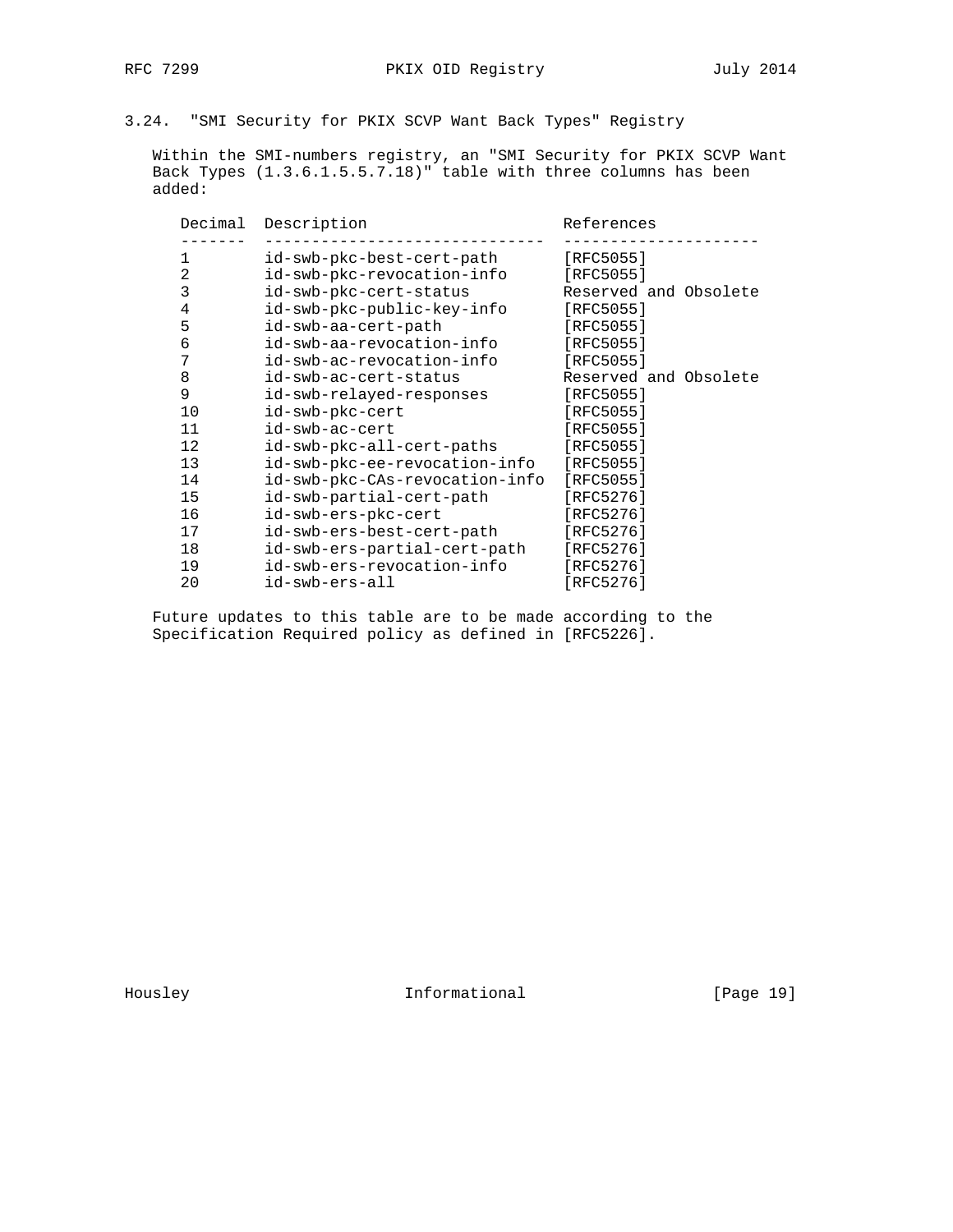### 3.24. "SMI Security for PKIX SCVP Want Back Types" Registry

Within the SMI-numbers registry, an "SMI Security for PKIX SCVP Want Back Types (1.3.6.1.5.5.7.18)" table with three columns has been added:

| Decimal | Description | References |
|---|---|---|
| 1 | id-swb-pkc-best-cert-path | [RFC5055] |
| 2 | id-swb-pkc-revocation-info | [RFC5055] |
| 3 | id-swb-pkc-cert-status | Reserved and Obsolete |
| 4 | id-swb-pkc-public-key-info | [RFC5055] |
| 5 | id-swb-aa-cert-path | [RFC5055] |
| 6 | id-swb-aa-revocation-info | [RFC5055] |
| 7 | id-swb-ac-revocation-info | [RFC5055] |
| 8 | id-swb-ac-cert-status | Reserved and Obsolete |
| 9 | id-swb-relayed-responses | [RFC5055] |
| 10 | id-swb-pkc-cert | [RFC5055] |
| 11 | id-swb-ac-cert | [RFC5055] |
| 12 | id-swb-pkc-all-cert-paths | [RFC5055] |
| 13 | id-swb-pkc-ee-revocation-info | [RFC5055] |
| 14 | id-swb-pkc-CAs-revocation-info | [RFC5055] |
| 15 | id-swb-partial-cert-path | [RFC5276] |
| 16 | id-swb-ers-pkc-cert | [RFC5276] |
| 17 | id-swb-ers-best-cert-path | [RFC5276] |
| 18 | id-swb-ers-partial-cert-path | [RFC5276] |
| 19 | id-swb-ers-revocation-info | [RFC5276] |
| 20 | id-swb-ers-all | [RFC5276] |

Future updates to this table are to be made according to the Specification Required policy as defined in [RFC5226].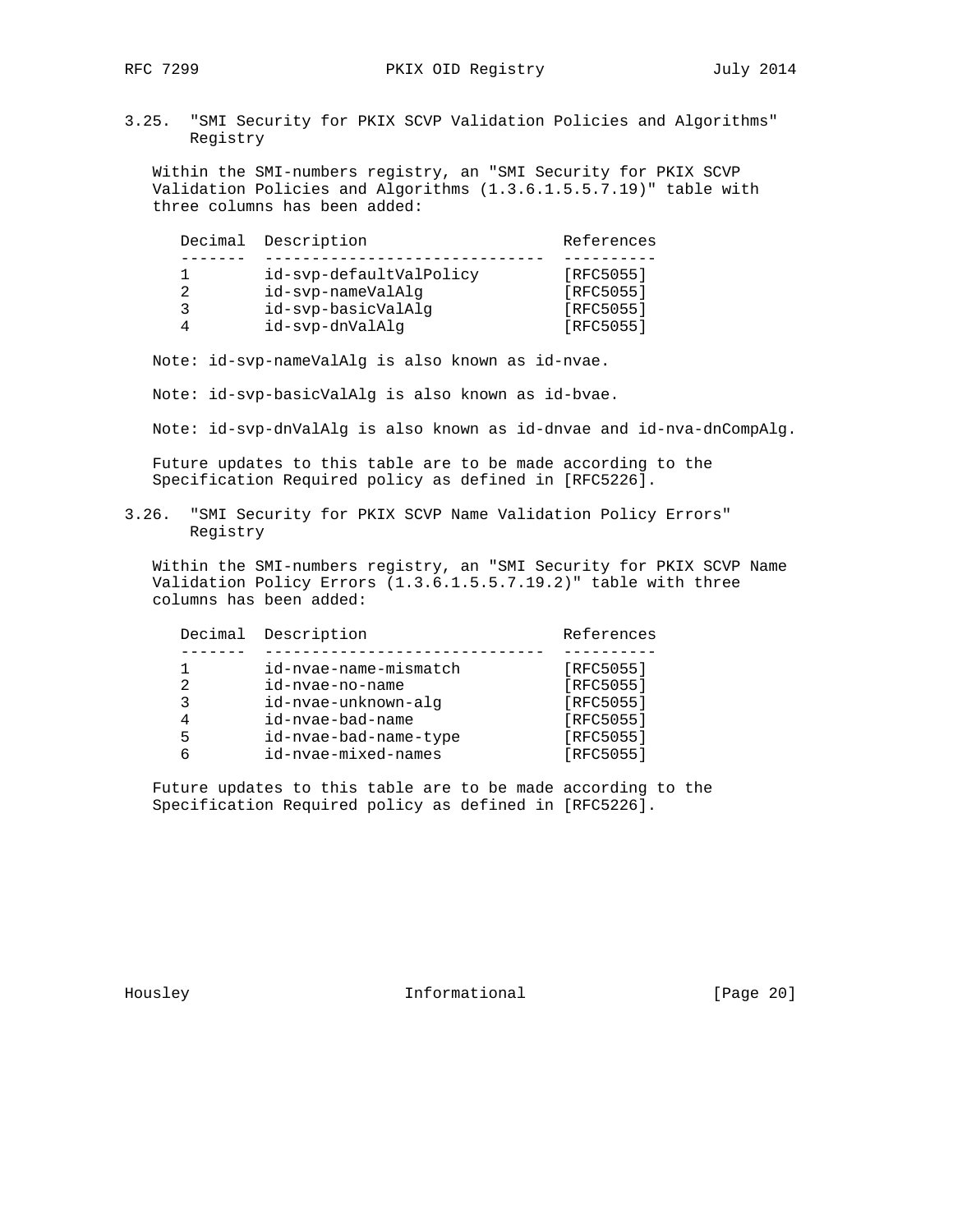### 3.25. "SMI Security for PKIX SCVP Validation Policies and Algorithms" Registry

Within the SMI-numbers registry, an "SMI Security for PKIX SCVP Validation Policies and Algorithms (1.3.6.1.5.5.7.19)" table with three columns has been added:

| Decimal | Description | References |
|---|---|---|
| 1 | id-svp-defaultValPolicy | [RFC5055] |
| 2 | id-svp-nameValAlg | [RFC5055] |
| 3 | id-svp-basicValAlg | [RFC5055] |
| 4 | id-svp-dnValAlg | [RFC5055] |

Note: id-svp-nameValAlg is also known as id-nvae.

Note: id-svp-basicValAlg is also known as id-bvae.

Note: id-svp-dnValAlg is also known as id-dnvae and id-nva-dnCompAlg.

Future updates to this table are to be made according to the Specification Required policy as defined in [RFC5226].

### 3.26. "SMI Security for PKIX SCVP Name Validation Policy Errors" Registry

Within the SMI-numbers registry, an "SMI Security for PKIX SCVP Name Validation Policy Errors (1.3.6.1.5.5.7.19.2)" table with three columns has been added:

| Decimal | Description | References |
|---|---|---|
| 1 | id-nvae-name-mismatch | [RFC5055] |
| 2 | id-nvae-no-name | [RFC5055] |
| 3 | id-nvae-unknown-alg | [RFC5055] |
| 4 | id-nvae-bad-name | [RFC5055] |
| 5 | id-nvae-bad-name-type | [RFC5055] |
| 6 | id-nvae-mixed-names | [RFC5055] |

Future updates to this table are to be made according to the Specification Required policy as defined in [RFC5226].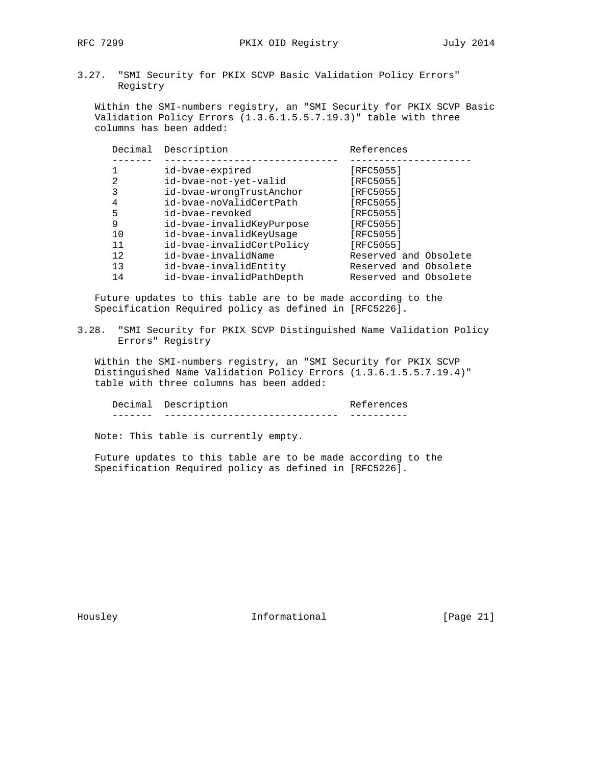### 3.27. "SMI Security for PKIX SCVP Basic Validation Policy Errors" Registry

Within the SMI-numbers registry, an "SMI Security for PKIX SCVP Basic Validation Policy Errors (1.3.6.1.5.5.7.19.3)" table with three columns has been added:

| Decimal | Description | References |
|---|---|---|
| 1 | id-bvae-expired | [RFC5055] |
| 2 | id-bvae-not-yet-valid | [RFC5055] |
| 3 | id-bvae-wrongTrustAnchor | [RFC5055] |
| 4 | id-bvae-noValidCertPath | [RFC5055] |
| 5 | id-bvae-revoked | [RFC5055] |
| 9 | id-bvae-invalidKeyPurpose | [RFC5055] |
| 10 | id-bvae-invalidKeyUsage | [RFC5055] |
| 11 | id-bvae-invalidCertPolicy | [RFC5055] |
| 12 | id-bvae-invalidName | Reserved and Obsolete |
| 13 | id-bvae-invalidEntity | Reserved and Obsolete |
| 14 | id-bvae-invalidPathDepth | Reserved and Obsolete |

Future updates to this table are to be made according to the Specification Required policy as defined in [RFC5226].

### 3.28. "SMI Security for PKIX SCVP Distinguished Name Validation Policy Errors" Registry

Within the SMI-numbers registry, an "SMI Security for PKIX SCVP Distinguished Name Validation Policy Errors (1.3.6.1.5.5.7.19.4)" table with three columns has been added:

| Decimal | Description | References |
|---|---|---|

Note: This table is currently empty.

Future updates to this table are to be made according to the Specification Required policy as defined in [RFC5226].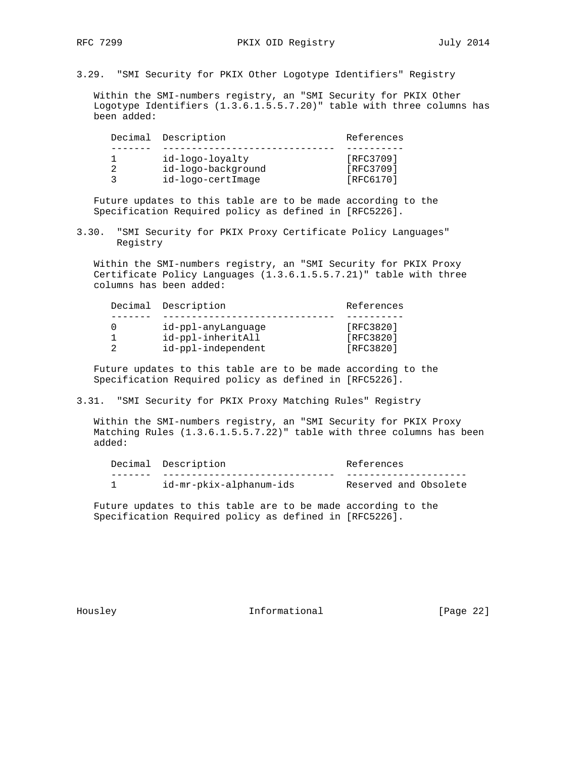### 3.29. "SMI Security for PKIX Other Logotype Identifiers" Registry

Within the SMI-numbers registry, an "SMI Security for PKIX Other Logotype Identifiers (1.3.6.1.5.5.7.20)" table with three columns has been added:

| Decimal | Description | References |
|---|---|---|
| 1 | id-logo-loyalty | [RFC3709] |
| 2 | id-logo-background | [RFC3709] |
| 3 | id-logo-certImage | [RFC6170] |

Future updates to this table are to be made according to the Specification Required policy as defined in [RFC5226].

### 3.30. "SMI Security for PKIX Proxy Certificate Policy Languages" Registry

Within the SMI-numbers registry, an "SMI Security for PKIX Proxy Certificate Policy Languages (1.3.6.1.5.5.7.21)" table with three columns has been added:

| Decimal | Description | References |
|---|---|---|
| 0 | id-ppl-anyLanguage | [RFC3820] |
| 1 | id-ppl-inheritAll | [RFC3820] |
| 2 | id-ppl-independent | [RFC3820] |

Future updates to this table are to be made according to the Specification Required policy as defined in [RFC5226].

### 3.31. "SMI Security for PKIX Proxy Matching Rules" Registry

Within the SMI-numbers registry, an "SMI Security for PKIX Proxy Matching Rules (1.3.6.1.5.5.7.22)" table with three columns has been added:

| Decimal | Description | References |
|---|---|---|
| 1 | id-mr-pkix-alphanum-ids | Reserved and Obsolete |

Future updates to this table are to be made according to the Specification Required policy as defined in [RFC5226].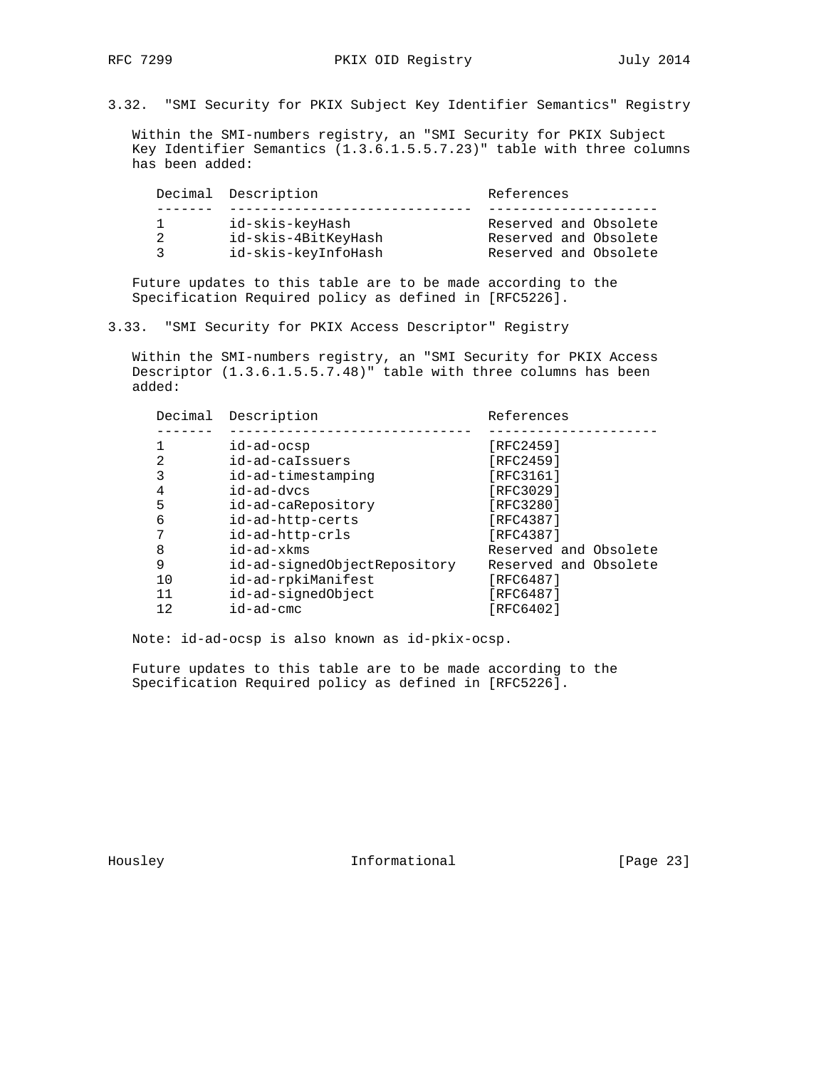### 3.32. "SMI Security for PKIX Subject Key Identifier Semantics" Registry

Within the SMI-numbers registry, an "SMI Security for PKIX Subject Key Identifier Semantics (1.3.6.1.5.5.7.23)" table with three columns has been added:

| Decimal | Description | References |
| --- | --- | --- |
| 1 | id-skis-keyHash | Reserved and Obsolete |
| 2 | id-skis-4BitKeyHash | Reserved and Obsolete |
| 3 | id-skis-keyInfoHash | Reserved and Obsolete |

Future updates to this table are to be made according to the Specification Required policy as defined in [RFC5226].

### 3.33. "SMI Security for PKIX Access Descriptor" Registry

Within the SMI-numbers registry, an "SMI Security for PKIX Access Descriptor (1.3.6.1.5.5.7.48)" table with three columns has been added:

| Decimal | Description | References |
| --- | --- | --- |
| 1 | id-ad-ocsp | [RFC2459] |
| 2 | id-ad-caIssuers | [RFC2459] |
| 3 | id-ad-timestamping | [RFC3161] |
| 4 | id-ad-dvcs | [RFC3029] |
| 5 | id-ad-caRepository | [RFC3280] |
| 6 | id-ad-http-certs | [RFC4387] |
| 7 | id-ad-http-crls | [RFC4387] |
| 8 | id-ad-xkms | Reserved and Obsolete |
| 9 | id-ad-signedObjectRepository | Reserved and Obsolete |
| 10 | id-ad-rpkiManifest | [RFC6487] |
| 11 | id-ad-signedObject | [RFC6487] |
| 12 | id-ad-cmc | [RFC6402] |

Note: id-ad-ocsp is also known as id-pkix-ocsp.

Future updates to this table are to be made according to the Specification Required policy as defined in [RFC5226].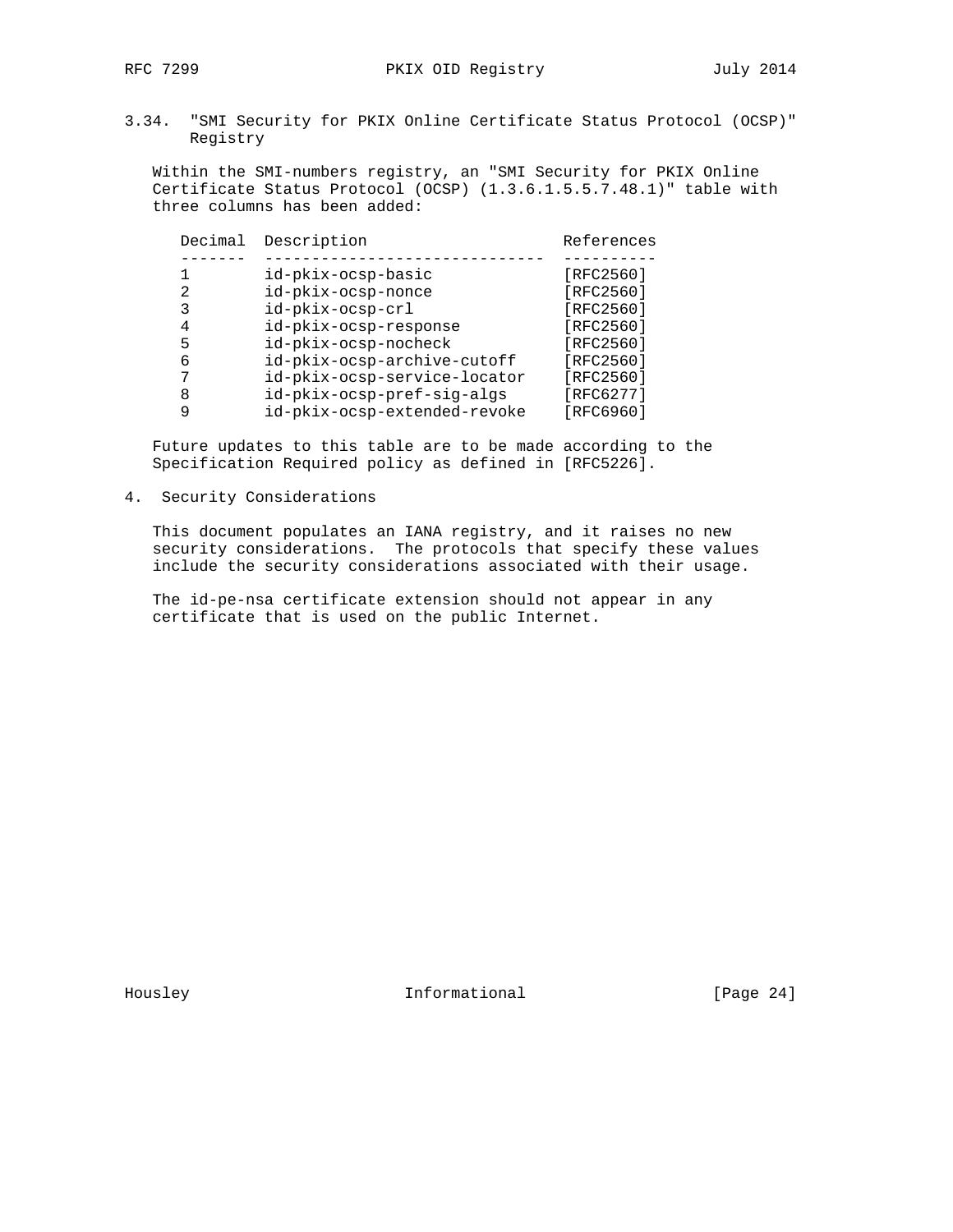### 3.34. "SMI Security for PKIX Online Certificate Status Protocol (OCSP)" Registry

Within the SMI-numbers registry, an "SMI Security for PKIX Online Certificate Status Protocol (OCSP) (1.3.6.1.5.5.7.48.1)" table with three columns has been added:

| Decimal | Description | References |
|---|---|---|
| 1 | id-pkix-ocsp-basic | [RFC2560] |
| 2 | id-pkix-ocsp-nonce | [RFC2560] |
| 3 | id-pkix-ocsp-crl | [RFC2560] |
| 4 | id-pkix-ocsp-response | [RFC2560] |
| 5 | id-pkix-ocsp-nocheck | [RFC2560] |
| 6 | id-pkix-ocsp-archive-cutoff | [RFC2560] |
| 7 | id-pkix-ocsp-service-locator | [RFC2560] |
| 8 | id-pkix-ocsp-pref-sig-algs | [RFC6277] |
| 9 | id-pkix-ocsp-extended-revoke | [RFC6960] |

Future updates to this table are to be made according to the Specification Required policy as defined in [RFC5226].

## 4. Security Considerations

This document populates an IANA registry, and it raises no new security considerations. The protocols that specify these values include the security considerations associated with their usage.

The id-pe-nsa certificate extension should not appear in any certificate that is used on the public Internet.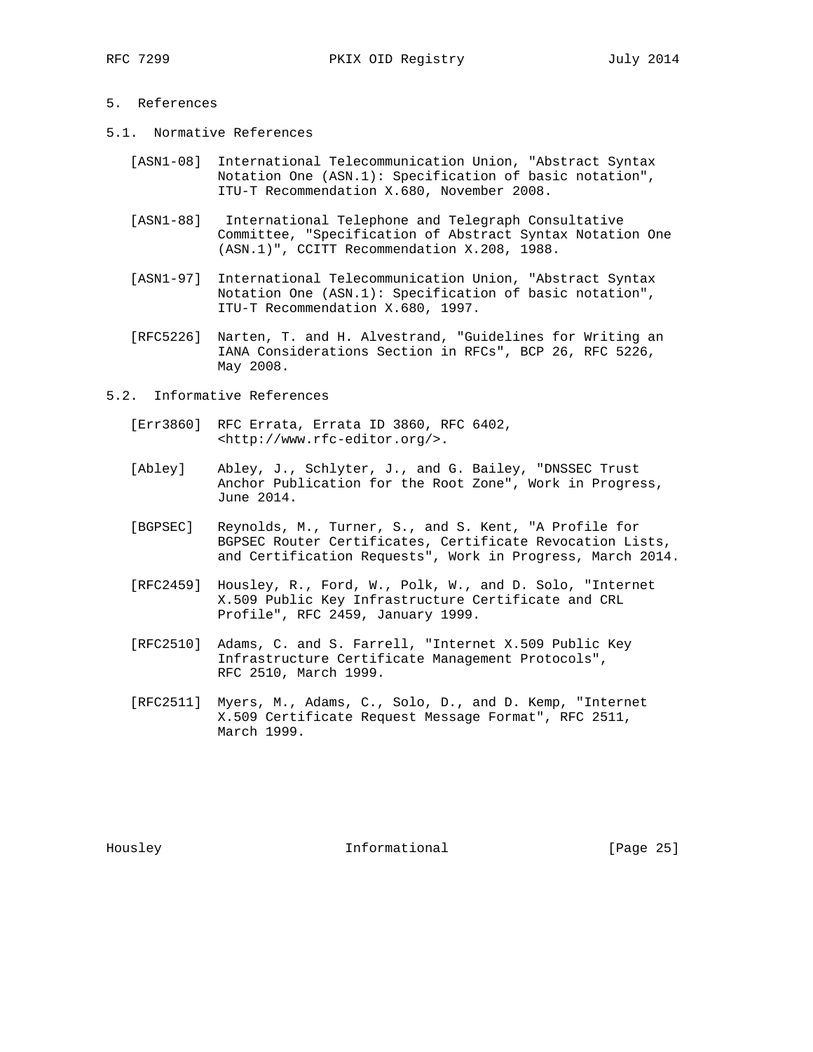## 5. References

### 5.1. Normative References

[ASN1-08] International Telecommunication Union, "Abstract Syntax Notation One (ASN.1): Specification of basic notation", ITU-T Recommendation X.680, November 2008.

[ASN1-88] International Telephone and Telegraph Consultative Committee, "Specification of Abstract Syntax Notation One (ASN.1)", CCITT Recommendation X.208, 1988.

[ASN1-97] International Telecommunication Union, "Abstract Syntax Notation One (ASN.1): Specification of basic notation", ITU-T Recommendation X.680, 1997.

[RFC5226] Narten, T. and H. Alvestrand, "Guidelines for Writing an IANA Considerations Section in RFCs", BCP 26, RFC 5226, May 2008.

### 5.2. Informative References

[Err3860] RFC Errata, Errata ID 3860, RFC 6402, <http://www.rfc-editor.org/>.

[Abley] Abley, J., Schlyter, J., and G. Bailey, "DNSSEC Trust Anchor Publication for the Root Zone", Work in Progress, June 2014.

[BGPSEC] Reynolds, M., Turner, S., and S. Kent, "A Profile for BGPSEC Router Certificates, Certificate Revocation Lists, and Certification Requests", Work in Progress, March 2014.

[RFC2459] Housley, R., Ford, W., Polk, W., and D. Solo, "Internet X.509 Public Key Infrastructure Certificate and CRL Profile", RFC 2459, January 1999.

[RFC2510] Adams, C. and S. Farrell, "Internet X.509 Public Key Infrastructure Certificate Management Protocols", RFC 2510, March 1999.

[RFC2511] Myers, M., Adams, C., Solo, D., and D. Kemp, "Internet X.509 Certificate Request Message Format", RFC 2511, March 1999.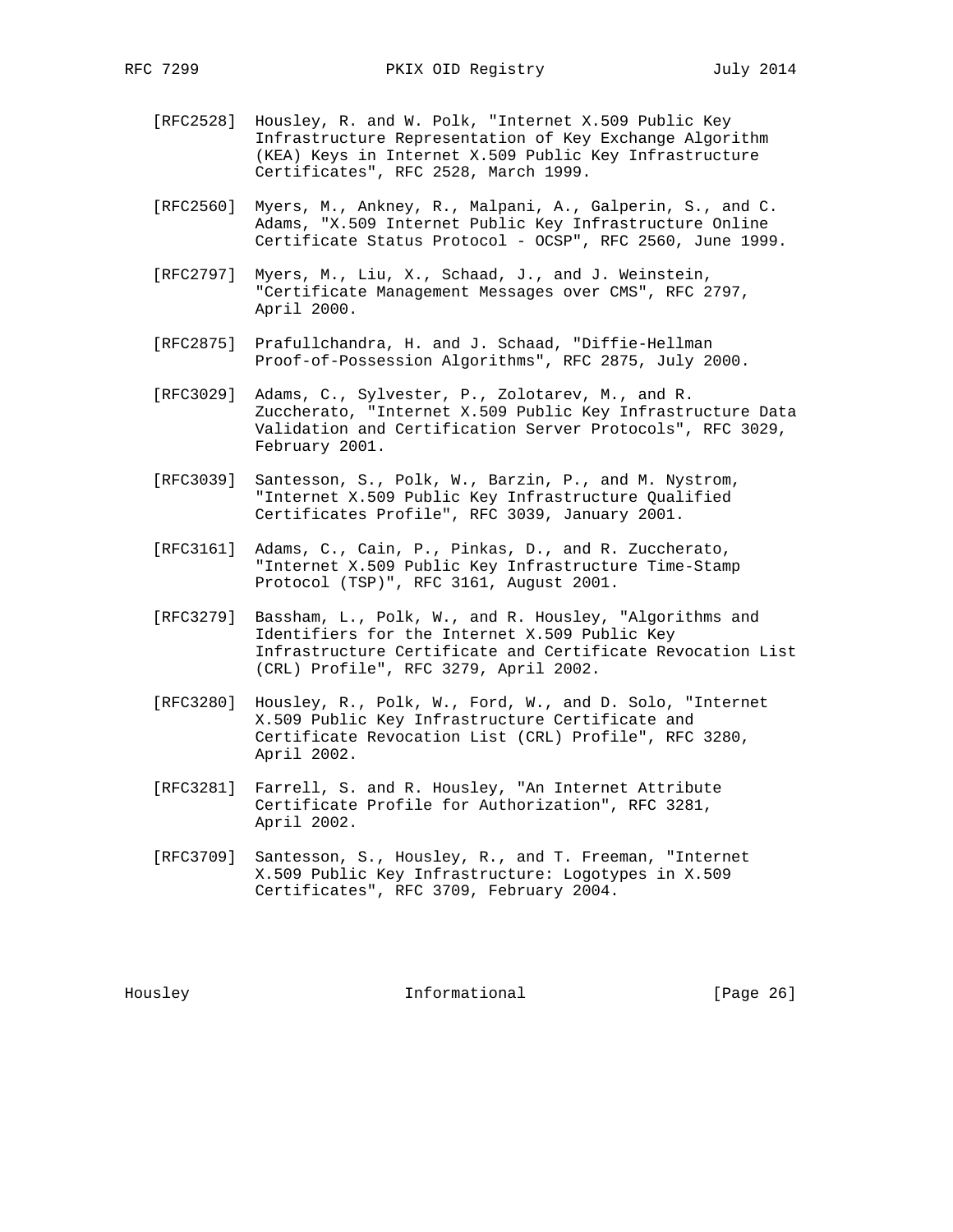[RFC2528] Housley, R. and W. Polk, "Internet X.509 Public Key Infrastructure Representation of Key Exchange Algorithm (KEA) Keys in Internet X.509 Public Key Infrastructure Certificates", RFC 2528, March 1999.

[RFC2560] Myers, M., Ankney, R., Malpani, A., Galperin, S., and C. Adams, "X.509 Internet Public Key Infrastructure Online Certificate Status Protocol - OCSP", RFC 2560, June 1999.

[RFC2797] Myers, M., Liu, X., Schaad, J., and J. Weinstein, "Certificate Management Messages over CMS", RFC 2797, April 2000.

[RFC2875] Prafullchandra, H. and J. Schaad, "Diffie-Hellman Proof-of-Possession Algorithms", RFC 2875, July 2000.

[RFC3029] Adams, C., Sylvester, P., Zolotarev, M., and R. Zuccherato, "Internet X.509 Public Key Infrastructure Data Validation and Certification Server Protocols", RFC 3029, February 2001.

[RFC3039] Santesson, S., Polk, W., Barzin, P., and M. Nystrom, "Internet X.509 Public Key Infrastructure Qualified Certificates Profile", RFC 3039, January 2001.

[RFC3161] Adams, C., Cain, P., Pinkas, D., and R. Zuccherato, "Internet X.509 Public Key Infrastructure Time-Stamp Protocol (TSP)", RFC 3161, August 2001.

[RFC3279] Bassham, L., Polk, W., and R. Housley, "Algorithms and Identifiers for the Internet X.509 Public Key Infrastructure Certificate and Certificate Revocation List (CRL) Profile", RFC 3279, April 2002.

[RFC3280] Housley, R., Polk, W., Ford, W., and D. Solo, "Internet X.509 Public Key Infrastructure Certificate and Certificate Revocation List (CRL) Profile", RFC 3280, April 2002.

[RFC3281] Farrell, S. and R. Housley, "An Internet Attribute Certificate Profile for Authorization", RFC 3281, April 2002.

[RFC3709] Santesson, S., Housley, R., and T. Freeman, "Internet X.509 Public Key Infrastructure: Logotypes in X.509 Certificates", RFC 3709, February 2004.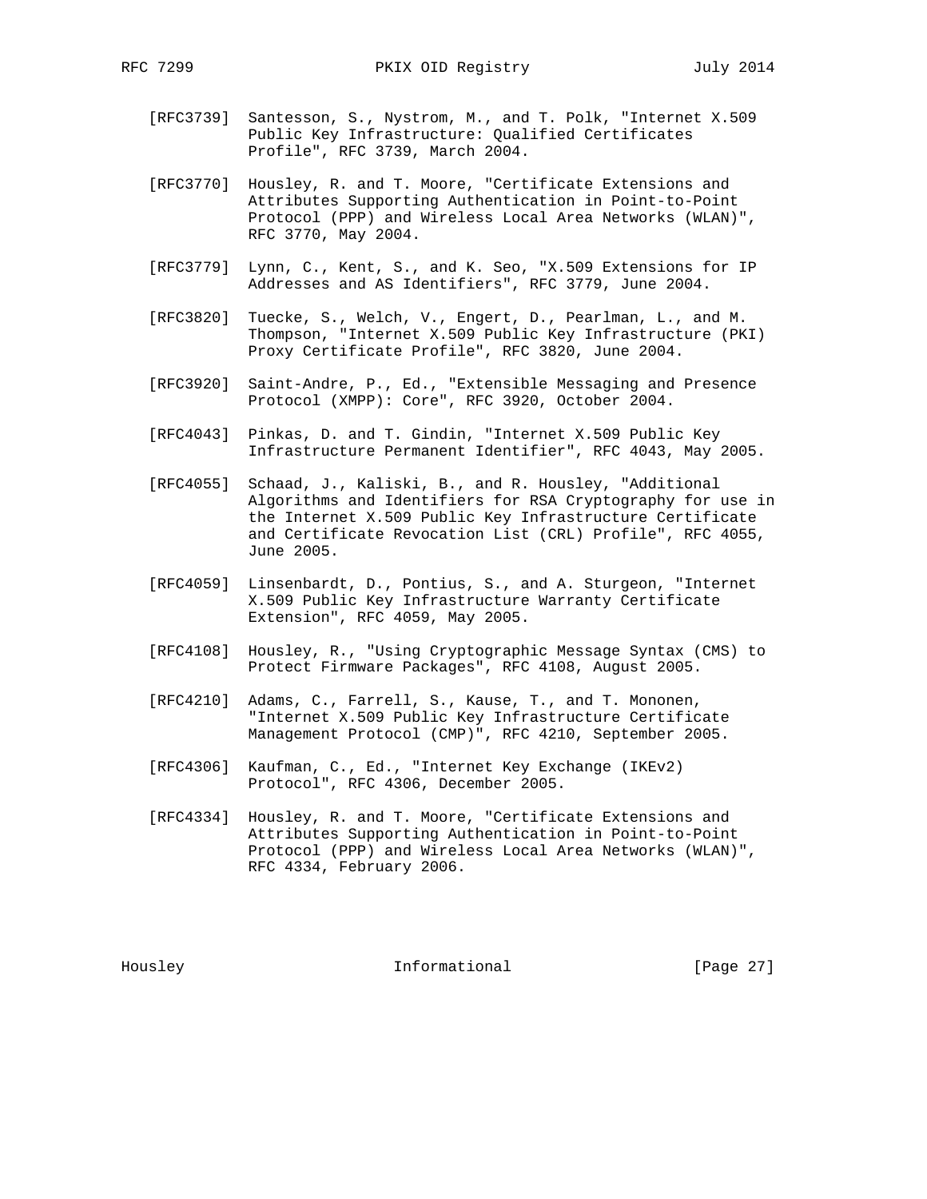[RFC3739] Santesson, S., Nystrom, M., and T. Polk, "Internet X.509 Public Key Infrastructure: Qualified Certificates Profile", RFC 3739, March 2004.

[RFC3770] Housley, R. and T. Moore, "Certificate Extensions and Attributes Supporting Authentication in Point-to-Point Protocol (PPP) and Wireless Local Area Networks (WLAN)", RFC 3770, May 2004.

[RFC3779] Lynn, C., Kent, S., and K. Seo, "X.509 Extensions for IP Addresses and AS Identifiers", RFC 3779, June 2004.

[RFC3820] Tuecke, S., Welch, V., Engert, D., Pearlman, L., and M. Thompson, "Internet X.509 Public Key Infrastructure (PKI) Proxy Certificate Profile", RFC 3820, June 2004.

[RFC3920] Saint-Andre, P., Ed., "Extensible Messaging and Presence Protocol (XMPP): Core", RFC 3920, October 2004.

[RFC4043] Pinkas, D. and T. Gindin, "Internet X.509 Public Key Infrastructure Permanent Identifier", RFC 4043, May 2005.

[RFC4055] Schaad, J., Kaliski, B., and R. Housley, "Additional Algorithms and Identifiers for RSA Cryptography for use in the Internet X.509 Public Key Infrastructure Certificate and Certificate Revocation List (CRL) Profile", RFC 4055, June 2005.

[RFC4059] Linsenbardt, D., Pontius, S., and A. Sturgeon, "Internet X.509 Public Key Infrastructure Warranty Certificate Extension", RFC 4059, May 2005.

[RFC4108] Housley, R., "Using Cryptographic Message Syntax (CMS) to Protect Firmware Packages", RFC 4108, August 2005.

[RFC4210] Adams, C., Farrell, S., Kause, T., and T. Mononen, "Internet X.509 Public Key Infrastructure Certificate Management Protocol (CMP)", RFC 4210, September 2005.

[RFC4306] Kaufman, C., Ed., "Internet Key Exchange (IKEv2) Protocol", RFC 4306, December 2005.

[RFC4334] Housley, R. and T. Moore, "Certificate Extensions and Attributes Supporting Authentication in Point-to-Point Protocol (PPP) and Wireless Local Area Networks (WLAN)", RFC 4334, February 2006.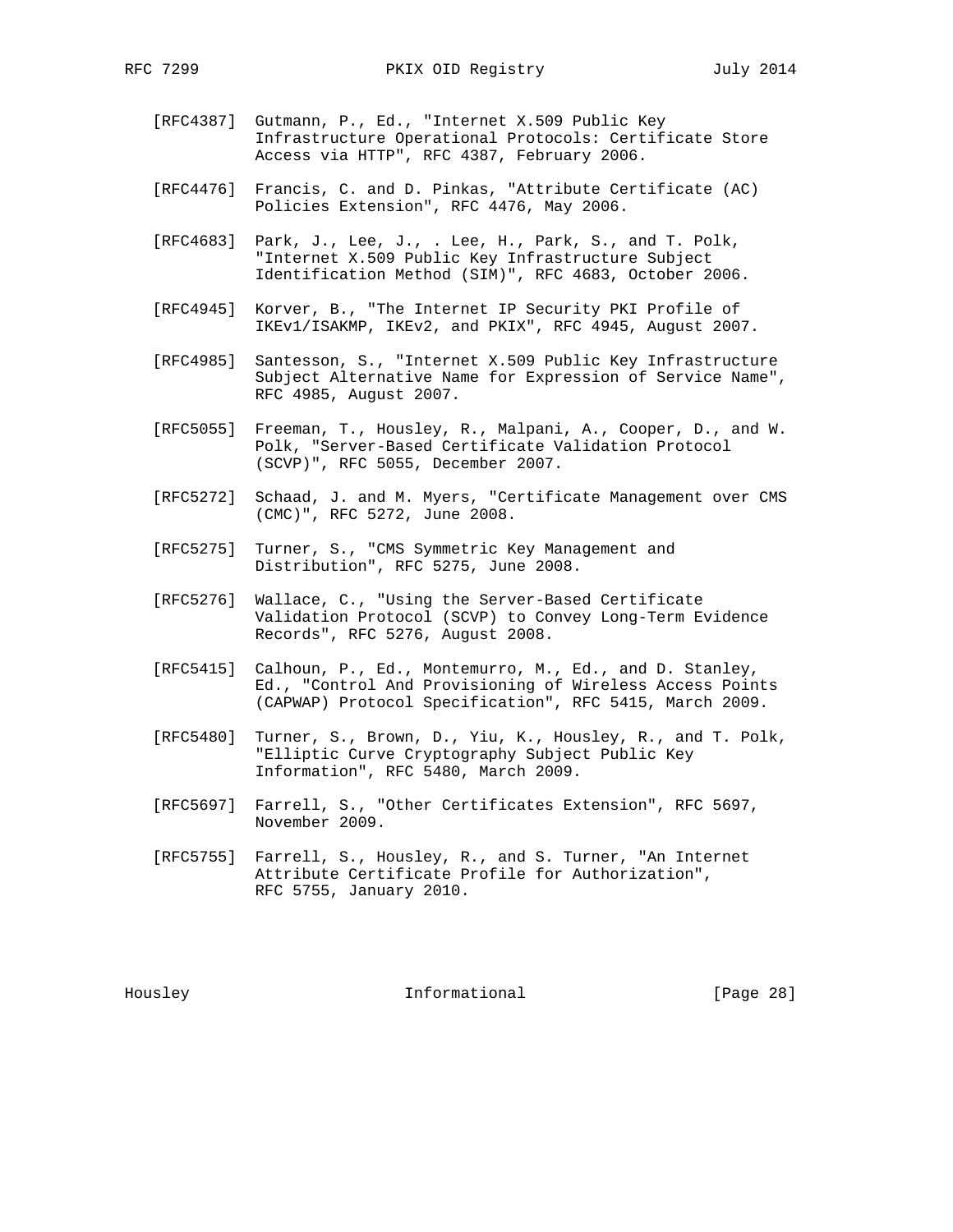[RFC4387] Gutmann, P., Ed., "Internet X.509 Public Key Infrastructure Operational Protocols: Certificate Store Access via HTTP", RFC 4387, February 2006.

[RFC4476] Francis, C. and D. Pinkas, "Attribute Certificate (AC) Policies Extension", RFC 4476, May 2006.

[RFC4683] Park, J., Lee, J., . Lee, H., Park, S., and T. Polk, "Internet X.509 Public Key Infrastructure Subject Identification Method (SIM)", RFC 4683, October 2006.

[RFC4945] Korver, B., "The Internet IP Security PKI Profile of IKEv1/ISAKMP, IKEv2, and PKIX", RFC 4945, August 2007.

[RFC4985] Santesson, S., "Internet X.509 Public Key Infrastructure Subject Alternative Name for Expression of Service Name", RFC 4985, August 2007.

[RFC5055] Freeman, T., Housley, R., Malpani, A., Cooper, D., and W. Polk, "Server-Based Certificate Validation Protocol (SCVP)", RFC 5055, December 2007.

[RFC5272] Schaad, J. and M. Myers, "Certificate Management over CMS (CMC)", RFC 5272, June 2008.

[RFC5275] Turner, S., "CMS Symmetric Key Management and Distribution", RFC 5275, June 2008.

[RFC5276] Wallace, C., "Using the Server-Based Certificate Validation Protocol (SCVP) to Convey Long-Term Evidence Records", RFC 5276, August 2008.

[RFC5415] Calhoun, P., Ed., Montemurro, M., Ed., and D. Stanley, Ed., "Control And Provisioning of Wireless Access Points (CAPWAP) Protocol Specification", RFC 5415, March 2009.

[RFC5480] Turner, S., Brown, D., Yiu, K., Housley, R., and T. Polk, "Elliptic Curve Cryptography Subject Public Key Information", RFC 5480, March 2009.

[RFC5697] Farrell, S., "Other Certificates Extension", RFC 5697, November 2009.

[RFC5755] Farrell, S., Housley, R., and S. Turner, "An Internet Attribute Certificate Profile for Authorization", RFC 5755, January 2010.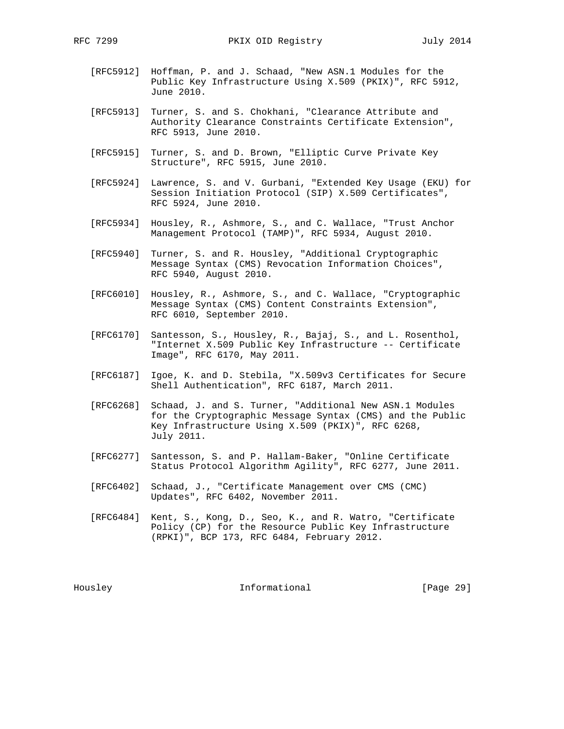[RFC5912] Hoffman, P. and J. Schaad, "New ASN.1 Modules for the Public Key Infrastructure Using X.509 (PKIX)", RFC 5912, June 2010.

[RFC5913] Turner, S. and S. Chokhani, "Clearance Attribute and Authority Clearance Constraints Certificate Extension", RFC 5913, June 2010.

[RFC5915] Turner, S. and D. Brown, "Elliptic Curve Private Key Structure", RFC 5915, June 2010.

[RFC5924] Lawrence, S. and V. Gurbani, "Extended Key Usage (EKU) for Session Initiation Protocol (SIP) X.509 Certificates", RFC 5924, June 2010.

[RFC5934] Housley, R., Ashmore, S., and C. Wallace, "Trust Anchor Management Protocol (TAMP)", RFC 5934, August 2010.

[RFC5940] Turner, S. and R. Housley, "Additional Cryptographic Message Syntax (CMS) Revocation Information Choices", RFC 5940, August 2010.

[RFC6010] Housley, R., Ashmore, S., and C. Wallace, "Cryptographic Message Syntax (CMS) Content Constraints Extension", RFC 6010, September 2010.

[RFC6170] Santesson, S., Housley, R., Bajaj, S., and L. Rosenthol, "Internet X.509 Public Key Infrastructure -- Certificate Image", RFC 6170, May 2011.

[RFC6187] Igoe, K. and D. Stebila, "X.509v3 Certificates for Secure Shell Authentication", RFC 6187, March 2011.

[RFC6268] Schaad, J. and S. Turner, "Additional New ASN.1 Modules for the Cryptographic Message Syntax (CMS) and the Public Key Infrastructure Using X.509 (PKIX)", RFC 6268, July 2011.

[RFC6277] Santesson, S. and P. Hallam-Baker, "Online Certificate Status Protocol Algorithm Agility", RFC 6277, June 2011.

[RFC6402] Schaad, J., "Certificate Management over CMS (CMC) Updates", RFC 6402, November 2011.

[RFC6484] Kent, S., Kong, D., Seo, K., and R. Watro, "Certificate Policy (CP) for the Resource Public Key Infrastructure (RPKI)", BCP 173, RFC 6484, February 2012.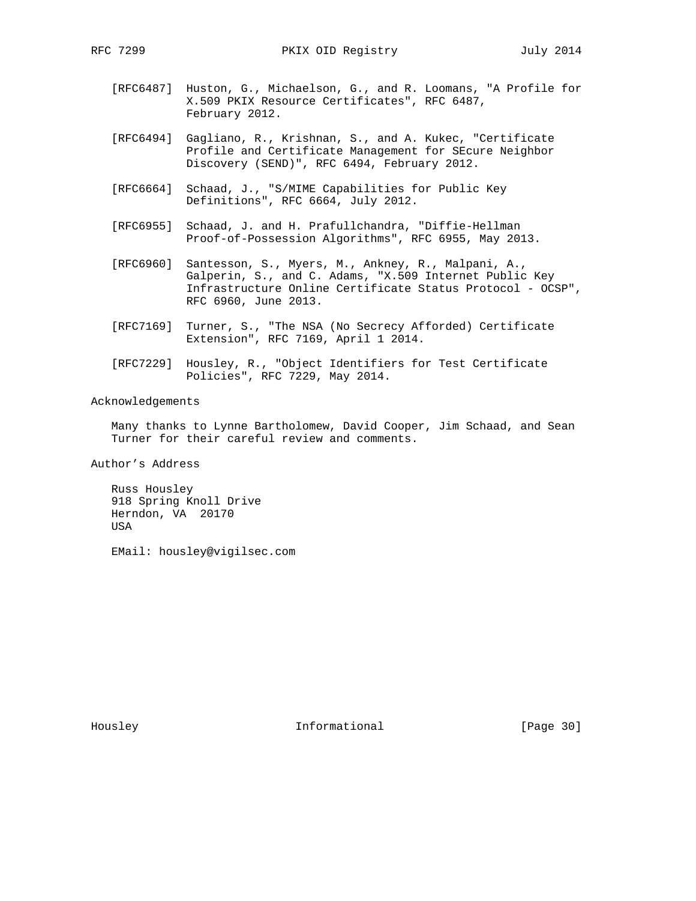[RFC6487] Huston, G., Michaelson, G., and R. Loomans, "A Profile for X.509 PKIX Resource Certificates", RFC 6487, February 2012.

[RFC6494] Gagliano, R., Krishnan, S., and A. Kukec, "Certificate Profile and Certificate Management for SEcure Neighbor Discovery (SEND)", RFC 6494, February 2012.

[RFC6664] Schaad, J., "S/MIME Capabilities for Public Key Definitions", RFC 6664, July 2012.

[RFC6955] Schaad, J. and H. Prafullchandra, "Diffie-Hellman Proof-of-Possession Algorithms", RFC 6955, May 2013.

[RFC6960] Santesson, S., Myers, M., Ankney, R., Malpani, A., Galperin, S., and C. Adams, "X.509 Internet Public Key Infrastructure Online Certificate Status Protocol - OCSP", RFC 6960, June 2013.

[RFC7169] Turner, S., "The NSA (No Secrecy Afforded) Certificate Extension", RFC 7169, April 1 2014.

[RFC7229] Housley, R., "Object Identifiers for Test Certificate Policies", RFC 7229, May 2014.

# Acknowledgements

Many thanks to Lynne Bartholomew, David Cooper, Jim Schaad, and Sean Turner for their careful review and comments.

# Author's Address

Russ Housley
918 Spring Knoll Drive
Herndon, VA  20170
USA

EMail: housley@vigilsec.com